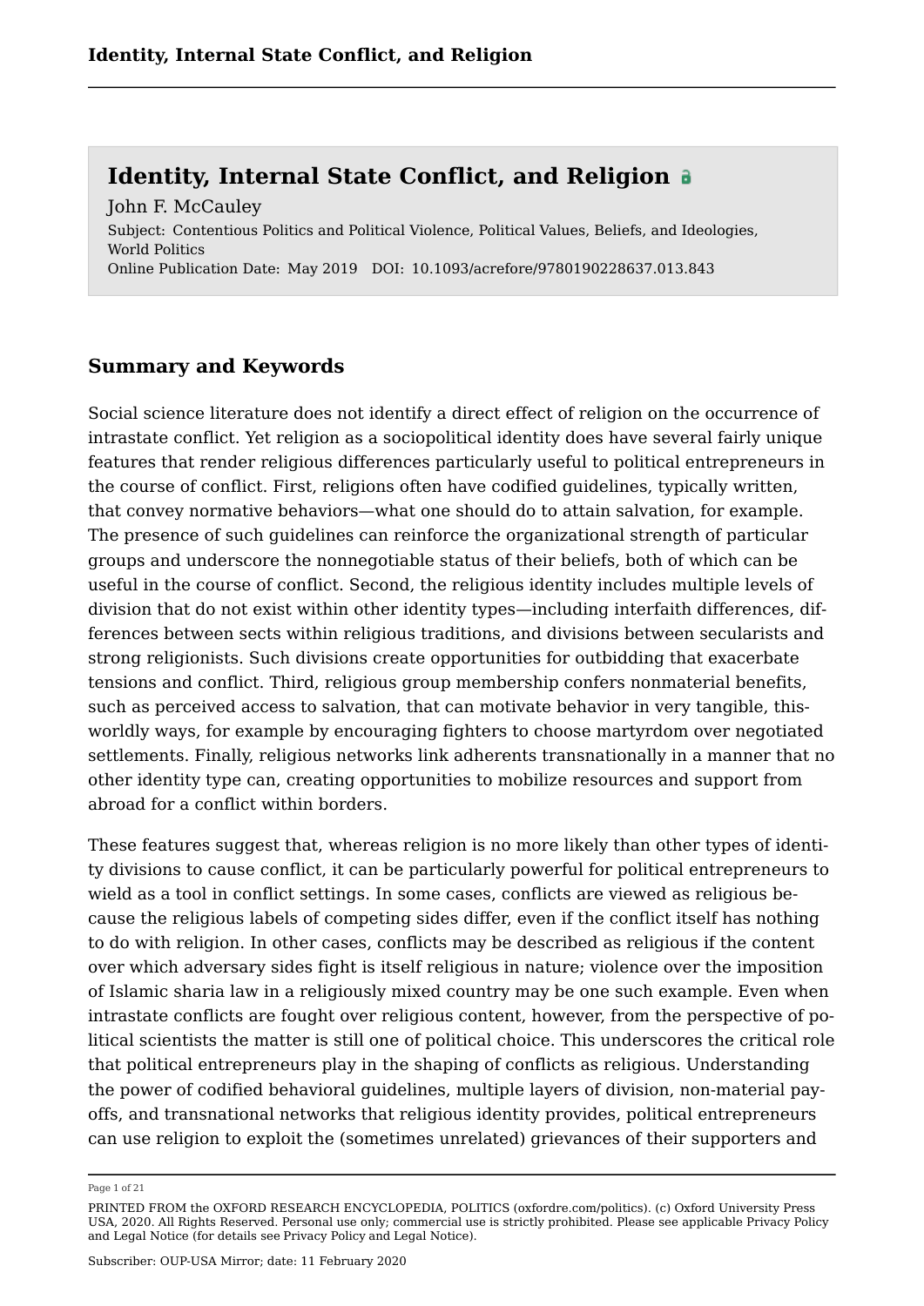# Identity, Internal State Conflict, and Religion

John F. McCauley

Subject: Contentious Politics and Political Violence, Political Values, Beliefs, and Ideologies, World Politics

Online Publication Date: May 2019 DOI: 10.1093/acrefore/9780190228637.013.843

## Summary and Keywords

Social science literature does not identify a direct effect of religion on the occurrence of intrastate conflict. Yet religion as a sociopolitical identity does have several fairly unique features that render religious differences particularly useful to political entrepreneurs in the course of conflict. First, religions often have codified guidelines, typically written, that convey normative behaviors—what one should do to attain salvation, for example. The presence of such guidelines can reinforce the organizational strength of particular groups and underscore the nonnegotiable status of their beliefs, both of which can be useful in the course of conflict. Second, the religious identity includes multiple levels of division that do not exist within other identity types—including interfaith differences, differences between sects within religious traditions, and divisions between secularists and strong religionists. Such divisions create opportunities for outbidding that exacerbate tensions and conflict. Third, religious group membership confers nonmaterial benefits, such as perceived access to salvation, that can motivate behavior in very tangible, this-worldly ways, for example by encouraging fighters to choose martyrdom over negotiated settlements. Finally, religious networks link adherents transnationally in a manner that no other identity type can, creating opportunities to mobilize resources and support from abroad for a conflict within borders.

These features suggest that, whereas religion is no more likely than other types of identity divisions to cause conflict, it can be particularly powerful for political entrepreneurs to wield as a tool in conflict settings. In some cases, conflicts are viewed as religious because the religious labels of competing sides differ, even if the conflict itself has nothing to do with religion. In other cases, conflicts may be described as religious if the content over which adversary sides fight is itself religious in nature; violence over the imposition of Islamic sharia law in a religiously mixed country may be one such example. Even when intrastate conflicts are fought over religious content, however, from the perspective of political scientists the matter is still one of political choice. This underscores the critical role that political entrepreneurs play in the shaping of conflicts as religious. Understanding the power of codified behavioral guidelines, multiple layers of division, non-material payoffs, and transnational networks that religious identity provides, political entrepreneurs can use religion to exploit the (sometimes unrelated) grievances of their supporters and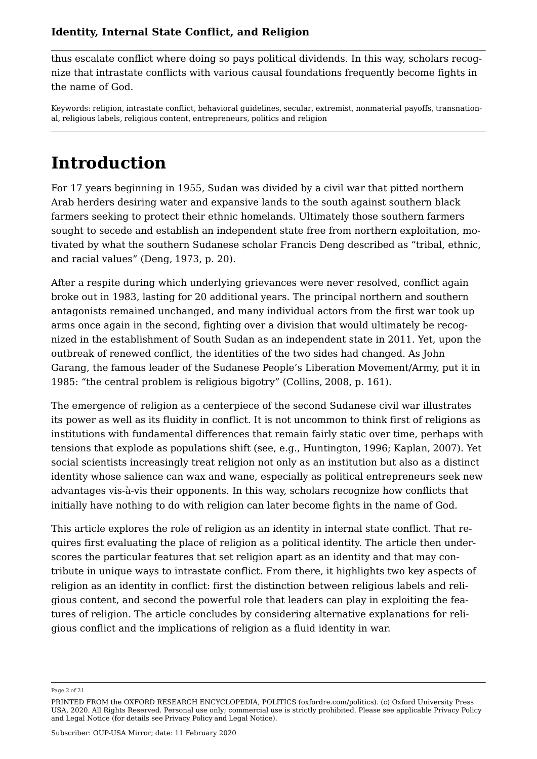thus escalate conflict where doing so pays political dividends. In this way, scholars recognize that intrastate conflicts with various causal foundations frequently become fights in the name of God.

Keywords: religion, intrastate conflict, behavioral guidelines, secular, extremist, nonmaterial payoffs, transnational, religious labels, religious content, entrepreneurs, politics and religion

# Introduction

For 17 years beginning in 1955, Sudan was divided by a civil war that pitted northern Arab herders desiring water and expansive lands to the south against southern black farmers seeking to protect their ethnic homelands. Ultimately those southern farmers sought to secede and establish an independent state free from northern exploitation, motivated by what the southern Sudanese scholar Francis Deng described as "tribal, ethnic, and racial values" (Deng, 1973, p. 20).

After a respite during which underlying grievances were never resolved, conflict again broke out in 1983, lasting for 20 additional years. The principal northern and southern antagonists remained unchanged, and many individual actors from the first war took up arms once again in the second, fighting over a division that would ultimately be recognized in the establishment of South Sudan as an independent state in 2011. Yet, upon the outbreak of renewed conflict, the identities of the two sides had changed. As John Garang, the famous leader of the Sudanese People's Liberation Movement/Army, put it in 1985: "the central problem is religious bigotry" (Collins, 2008, p. 161).

The emergence of religion as a centerpiece of the second Sudanese civil war illustrates its power as well as its fluidity in conflict. It is not uncommon to think first of religions as institutions with fundamental differences that remain fairly static over time, perhaps with tensions that explode as populations shift (see, e.g., Huntington, 1996; Kaplan, 2007). Yet social scientists increasingly treat religion not only as an institution but also as a distinct identity whose salience can wax and wane, especially as political entrepreneurs seek new advantages vis-à-vis their opponents. In this way, scholars recognize how conflicts that initially have nothing to do with religion can later become fights in the name of God.

This article explores the role of religion as an identity in internal state conflict. That requires first evaluating the place of religion as a political identity. The article then underscores the particular features that set religion apart as an identity and that may contribute in unique ways to intrastate conflict. From there, it highlights two key aspects of religion as an identity in conflict: first the distinction between religious labels and religious content, and second the powerful role that leaders can play in exploiting the features of religion. The article concludes by considering alternative explanations for religious conflict and the implications of religion as a fluid identity in war.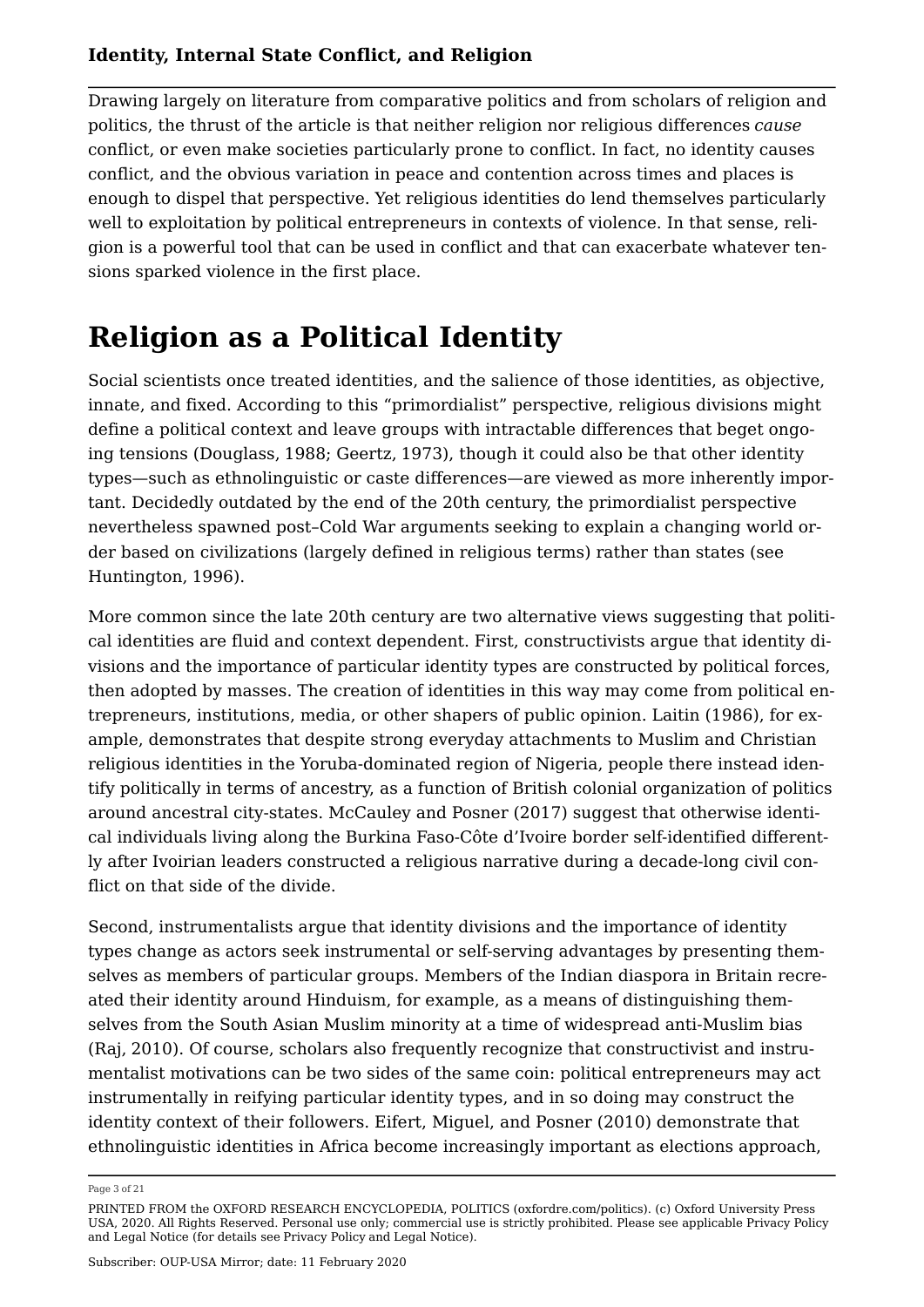Drawing largely on literature from comparative politics and from scholars of religion and politics, the thrust of the article is that neither religion nor religious differences *cause* conflict, or even make societies particularly prone to conflict. In fact, no identity causes conflict, and the obvious variation in peace and contention across times and places is enough to dispel that perspective. Yet religious identities do lend themselves particularly well to exploitation by political entrepreneurs in contexts of violence. In that sense, religion is a powerful tool that can be used in conflict and that can exacerbate whatever tensions sparked violence in the first place.

# Religion as a Political Identity

Social scientists once treated identities, and the salience of those identities, as objective, innate, and fixed. According to this "primordialist" perspective, religious divisions might define a political context and leave groups with intractable differences that beget ongoing tensions (Douglass, 1988; Geertz, 1973), though it could also be that other identity types—such as ethnolinguistic or caste differences—are viewed as more inherently important. Decidedly outdated by the end of the 20th century, the primordialist perspective nevertheless spawned post–Cold War arguments seeking to explain a changing world order based on civilizations (largely defined in religious terms) rather than states (see Huntington, 1996).

More common since the late 20th century are two alternative views suggesting that political identities are fluid and context dependent. First, constructivists argue that identity divisions and the importance of particular identity types are constructed by political forces, then adopted by masses. The creation of identities in this way may come from political entrepreneurs, institutions, media, or other shapers of public opinion. Laitin (1986), for example, demonstrates that despite strong everyday attachments to Muslim and Christian religious identities in the Yoruba-dominated region of Nigeria, people there instead identify politically in terms of ancestry, as a function of British colonial organization of politics around ancestral city-states. McCauley and Posner (2017) suggest that otherwise identical individuals living along the Burkina Faso-Côte d'Ivoire border self-identified differently after Ivoirian leaders constructed a religious narrative during a decade-long civil conflict on that side of the divide.

Second, instrumentalists argue that identity divisions and the importance of identity types change as actors seek instrumental or self-serving advantages by presenting themselves as members of particular groups. Members of the Indian diaspora in Britain recreated their identity around Hinduism, for example, as a means of distinguishing themselves from the South Asian Muslim minority at a time of widespread anti-Muslim bias (Raj, 2010). Of course, scholars also frequently recognize that constructivist and instrumentalist motivations can be two sides of the same coin: political entrepreneurs may act instrumentally in reifying particular identity types, and in so doing may construct the identity context of their followers. Eifert, Miguel, and Posner (2010) demonstrate that ethnolinguistic identities in Africa become increasingly important as elections approach,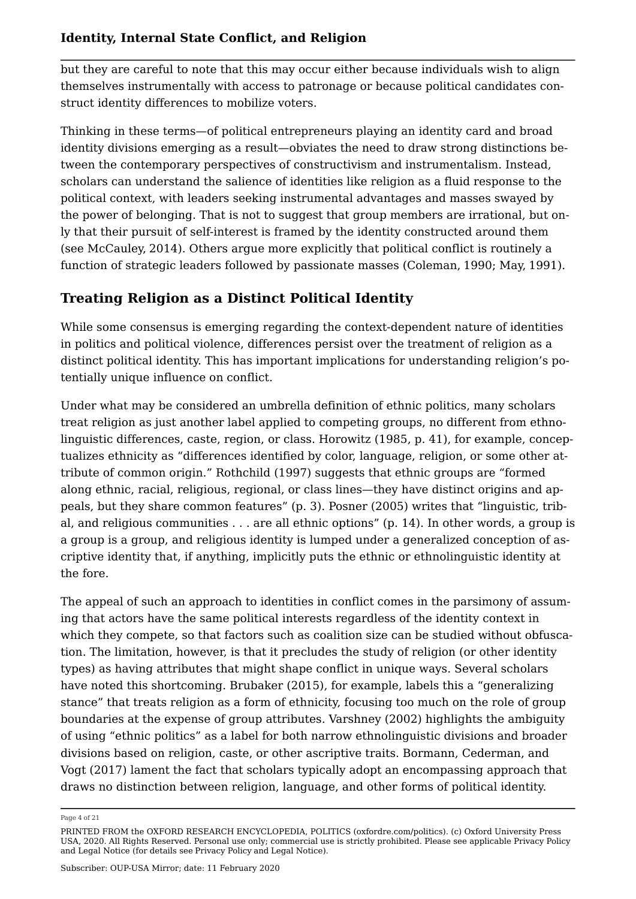but they are careful to note that this may occur either because individuals wish to align themselves instrumentally with access to patronage or because political candidates construct identity differences to mobilize voters.

Thinking in these terms—of political entrepreneurs playing an identity card and broad identity divisions emerging as a result—obviates the need to draw strong distinctions between the contemporary perspectives of constructivism and instrumentalism. Instead, scholars can understand the salience of identities like religion as a fluid response to the political context, with leaders seeking instrumental advantages and masses swayed by the power of belonging. That is not to suggest that group members are irrational, but only that their pursuit of self-interest is framed by the identity constructed around them (see McCauley, 2014). Others argue more explicitly that political conflict is routinely a function of strategic leaders followed by passionate masses (Coleman, 1990; May, 1991).

## Treating Religion as a Distinct Political Identity

While some consensus is emerging regarding the context-dependent nature of identities in politics and political violence, differences persist over the treatment of religion as a distinct political identity. This has important implications for understanding religion's potentially unique influence on conflict.

Under what may be considered an umbrella definition of ethnic politics, many scholars treat religion as just another label applied to competing groups, no different from ethnolinguistic differences, caste, region, or class. Horowitz (1985, p. 41), for example, conceptualizes ethnicity as "differences identified by color, language, religion, or some other attribute of common origin." Rothchild (1997) suggests that ethnic groups are "formed along ethnic, racial, religious, regional, or class lines—they have distinct origins and appeals, but they share common features" (p. 3). Posner (2005) writes that "linguistic, tribal, and religious communities . . . are all ethnic options" (p. 14). In other words, a group is a group is a group, and religious identity is lumped under a generalized conception of ascriptive identity that, if anything, implicitly puts the ethnic or ethnolinguistic identity at the fore.

The appeal of such an approach to identities in conflict comes in the parsimony of assuming that actors have the same political interests regardless of the identity context in which they compete, so that factors such as coalition size can be studied without obfuscation. The limitation, however, is that it precludes the study of religion (or other identity types) as having attributes that might shape conflict in unique ways. Several scholars have noted this shortcoming. Brubaker (2015), for example, labels this a "generalizing stance" that treats religion as a form of ethnicity, focusing too much on the role of group boundaries at the expense of group attributes. Varshney (2002) highlights the ambiguity of using "ethnic politics" as a label for both narrow ethnolinguistic divisions and broader divisions based on religion, caste, or other ascriptive traits. Bormann, Cederman, and Vogt (2017) lament the fact that scholars typically adopt an encompassing approach that draws no distinction between religion, language, and other forms of political identity.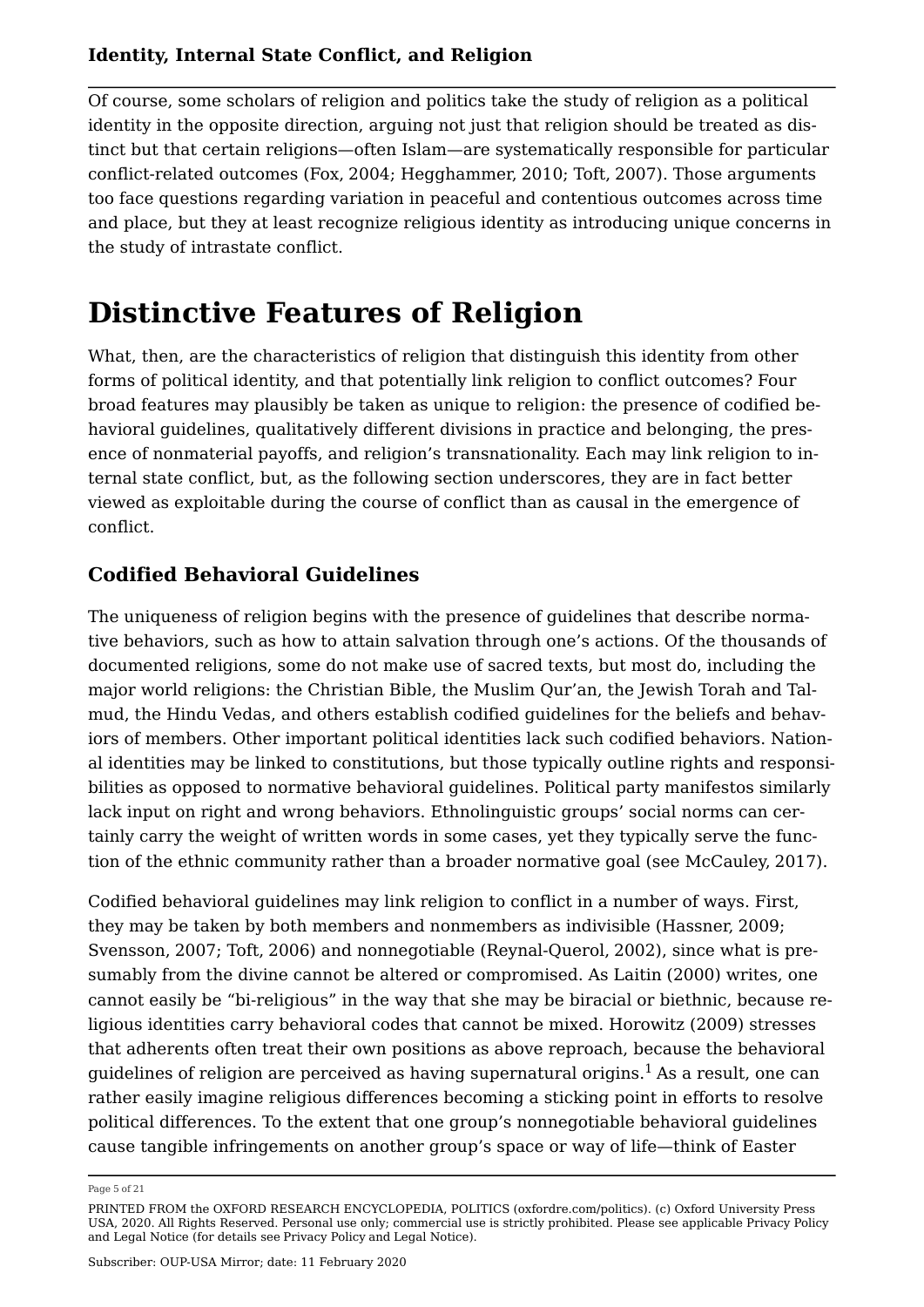Of course, some scholars of religion and politics take the study of religion as a political identity in the opposite direction, arguing not just that religion should be treated as distinct but that certain religions—often Islam—are systematically responsible for particular conflict-related outcomes (Fox, 2004; Hegghammer, 2010; Toft, 2007). Those arguments too face questions regarding variation in peaceful and contentious outcomes across time and place, but they at least recognize religious identity as introducing unique concerns in the study of intrastate conflict.

# Distinctive Features of Religion

What, then, are the characteristics of religion that distinguish this identity from other forms of political identity, and that potentially link religion to conflict outcomes? Four broad features may plausibly be taken as unique to religion: the presence of codified behavioral guidelines, qualitatively different divisions in practice and belonging, the presence of nonmaterial payoffs, and religion's transnationality. Each may link religion to internal state conflict, but, as the following section underscores, they are in fact better viewed as exploitable during the course of conflict than as causal in the emergence of conflict.

## Codified Behavioral Guidelines

The uniqueness of religion begins with the presence of guidelines that describe normative behaviors, such as how to attain salvation through one's actions. Of the thousands of documented religions, some do not make use of sacred texts, but most do, including the major world religions: the Christian Bible, the Muslim Qur'an, the Jewish Torah and Talmud, the Hindu Vedas, and others establish codified guidelines for the beliefs and behaviors of members. Other important political identities lack such codified behaviors. National identities may be linked to constitutions, but those typically outline rights and responsibilities as opposed to normative behavioral guidelines. Political party manifestos similarly lack input on right and wrong behaviors. Ethnolinguistic groups' social norms can certainly carry the weight of written words in some cases, yet they typically serve the function of the ethnic community rather than a broader normative goal (see McCauley, 2017).

Codified behavioral guidelines may link religion to conflict in a number of ways. First, they may be taken by both members and nonmembers as indivisible (Hassner, 2009; Svensson, 2007; Toft, 2006) and nonnegotiable (Reynal-Querol, 2002), since what is presumably from the divine cannot be altered or compromised. As Laitin (2000) writes, one cannot easily be "bi-religious" in the way that she may be biracial or biethnic, because religious identities carry behavioral codes that cannot be mixed. Horowitz (2009) stresses that adherents often treat their own positions as above reproach, because the behavioral guidelines of religion are perceived as having supernatural origins.[1] As a result, one can rather easily imagine religious differences becoming a sticking point in efforts to resolve political differences. To the extent that one group's nonnegotiable behavioral guidelines cause tangible infringements on another group's space or way of life—think of Easter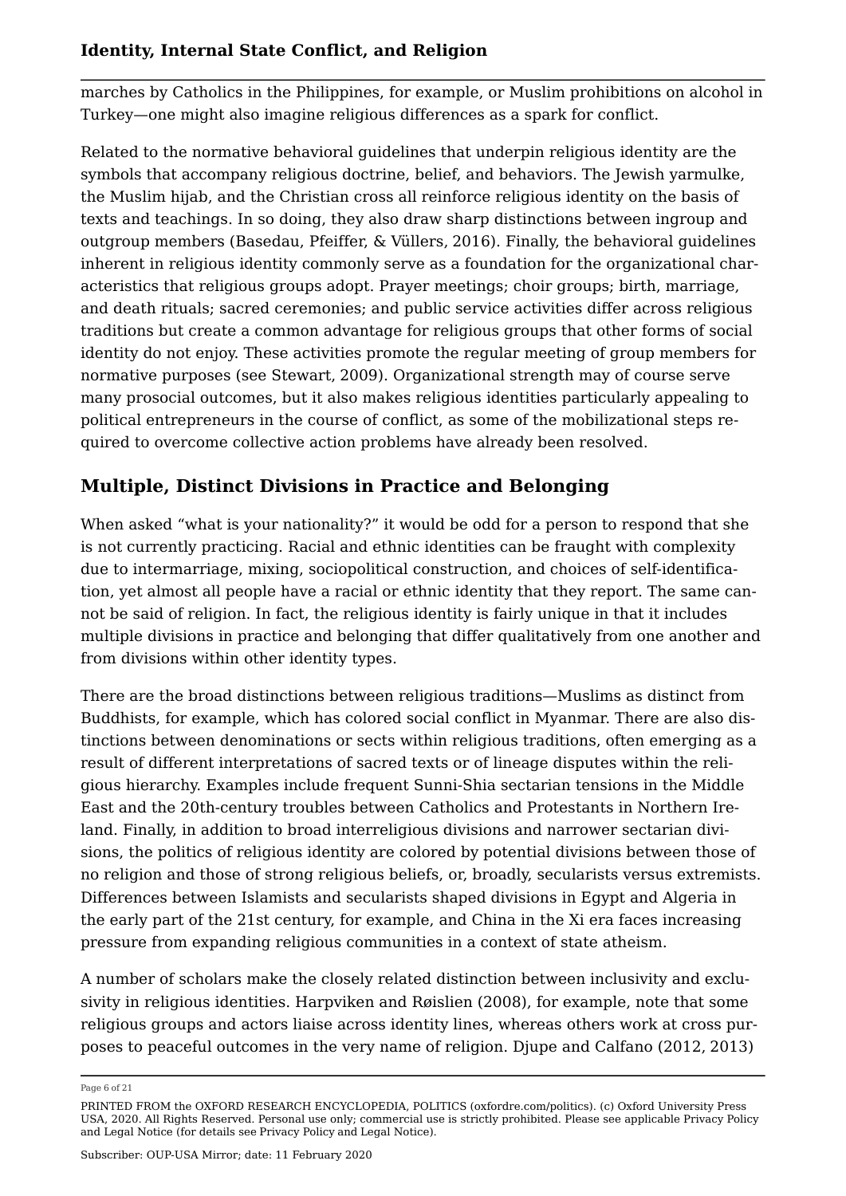marches by Catholics in the Philippines, for example, or Muslim prohibitions on alcohol in Turkey—one might also imagine religious differences as a spark for conflict.

Related to the normative behavioral guidelines that underpin religious identity are the symbols that accompany religious doctrine, belief, and behaviors. The Jewish yarmulke, the Muslim hijab, and the Christian cross all reinforce religious identity on the basis of texts and teachings. In so doing, they also draw sharp distinctions between ingroup and outgroup members (Basedau, Pfeiffer, & Vüllers, 2016). Finally, the behavioral guidelines inherent in religious identity commonly serve as a foundation for the organizational characteristics that religious groups adopt. Prayer meetings; choir groups; birth, marriage, and death rituals; sacred ceremonies; and public service activities differ across religious traditions but create a common advantage for religious groups that other forms of social identity do not enjoy. These activities promote the regular meeting of group members for normative purposes (see Stewart, 2009). Organizational strength may of course serve many prosocial outcomes, but it also makes religious identities particularly appealing to political entrepreneurs in the course of conflict, as some of the mobilizational steps required to overcome collective action problems have already been resolved.

## Multiple, Distinct Divisions in Practice and Belonging

When asked "what is your nationality?" it would be odd for a person to respond that she is not currently practicing. Racial and ethnic identities can be fraught with complexity due to intermarriage, mixing, sociopolitical construction, and choices of self-identification, yet almost all people have a racial or ethnic identity that they report. The same cannot be said of religion. In fact, the religious identity is fairly unique in that it includes multiple divisions in practice and belonging that differ qualitatively from one another and from divisions within other identity types.

There are the broad distinctions between religious traditions—Muslims as distinct from Buddhists, for example, which has colored social conflict in Myanmar. There are also distinctions between denominations or sects within religious traditions, often emerging as a result of different interpretations of sacred texts or of lineage disputes within the religious hierarchy. Examples include frequent Sunni-Shia sectarian tensions in the Middle East and the 20th-century troubles between Catholics and Protestants in Northern Ireland. Finally, in addition to broad interreligious divisions and narrower sectarian divisions, the politics of religious identity are colored by potential divisions between those of no religion and those of strong religious beliefs, or, broadly, secularists versus extremists. Differences between Islamists and secularists shaped divisions in Egypt and Algeria in the early part of the 21st century, for example, and China in the Xi era faces increasing pressure from expanding religious communities in a context of state atheism.

A number of scholars make the closely related distinction between inclusivity and exclusivity in religious identities. Harpviken and Røislien (2008), for example, note that some religious groups and actors liaise across identity lines, whereas others work at cross purposes to peaceful outcomes in the very name of religion. Djupe and Calfano (2012, 2013)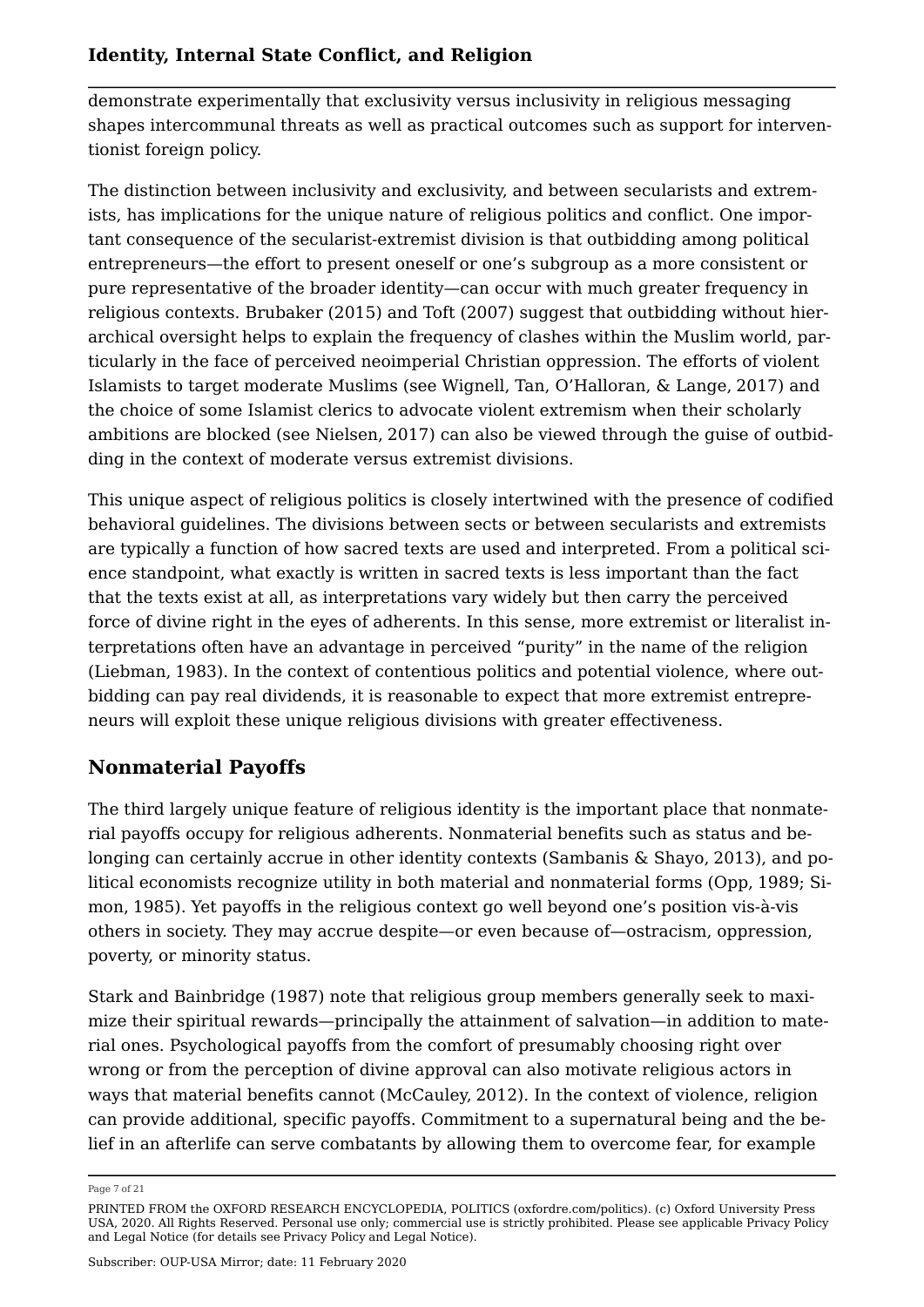demonstrate experimentally that exclusivity versus inclusivity in religious messaging shapes intercommunal threats as well as practical outcomes such as support for interventionist foreign policy.

The distinction between inclusivity and exclusivity, and between secularists and extremists, has implications for the unique nature of religious politics and conflict. One important consequence of the secularist-extremist division is that outbidding among political entrepreneurs—the effort to present oneself or one's subgroup as a more consistent or pure representative of the broader identity—can occur with much greater frequency in religious contexts. Brubaker (2015) and Toft (2007) suggest that outbidding without hierarchical oversight helps to explain the frequency of clashes within the Muslim world, particularly in the face of perceived neoimperial Christian oppression. The efforts of violent Islamists to target moderate Muslims (see Wignell, Tan, O'Halloran, & Lange, 2017) and the choice of some Islamist clerics to advocate violent extremism when their scholarly ambitions are blocked (see Nielsen, 2017) can also be viewed through the guise of outbidding in the context of moderate versus extremist divisions.

This unique aspect of religious politics is closely intertwined with the presence of codified behavioral guidelines. The divisions between sects or between secularists and extremists are typically a function of how sacred texts are used and interpreted. From a political science standpoint, what exactly is written in sacred texts is less important than the fact that the texts exist at all, as interpretations vary widely but then carry the perceived force of divine right in the eyes of adherents. In this sense, more extremist or literalist interpretations often have an advantage in perceived "purity" in the name of the religion (Liebman, 1983). In the context of contentious politics and potential violence, where outbidding can pay real dividends, it is reasonable to expect that more extremist entrepreneurs will exploit these unique religious divisions with greater effectiveness.

## Nonmaterial Payoffs

The third largely unique feature of religious identity is the important place that nonmaterial payoffs occupy for religious adherents. Nonmaterial benefits such as status and belonging can certainly accrue in other identity contexts (Sambanis & Shayo, 2013), and political economists recognize utility in both material and nonmaterial forms (Opp, 1989; Simon, 1985). Yet payoffs in the religious context go well beyond one's position vis-à-vis others in society. They may accrue despite—or even because of—ostracism, oppression, poverty, or minority status.

Stark and Bainbridge (1987) note that religious group members generally seek to maximize their spiritual rewards—principally the attainment of salvation—in addition to material ones. Psychological payoffs from the comfort of presumably choosing right over wrong or from the perception of divine approval can also motivate religious actors in ways that material benefits cannot (McCauley, 2012). In the context of violence, religion can provide additional, specific payoffs. Commitment to a supernatural being and the belief in an afterlife can serve combatants by allowing them to overcome fear, for example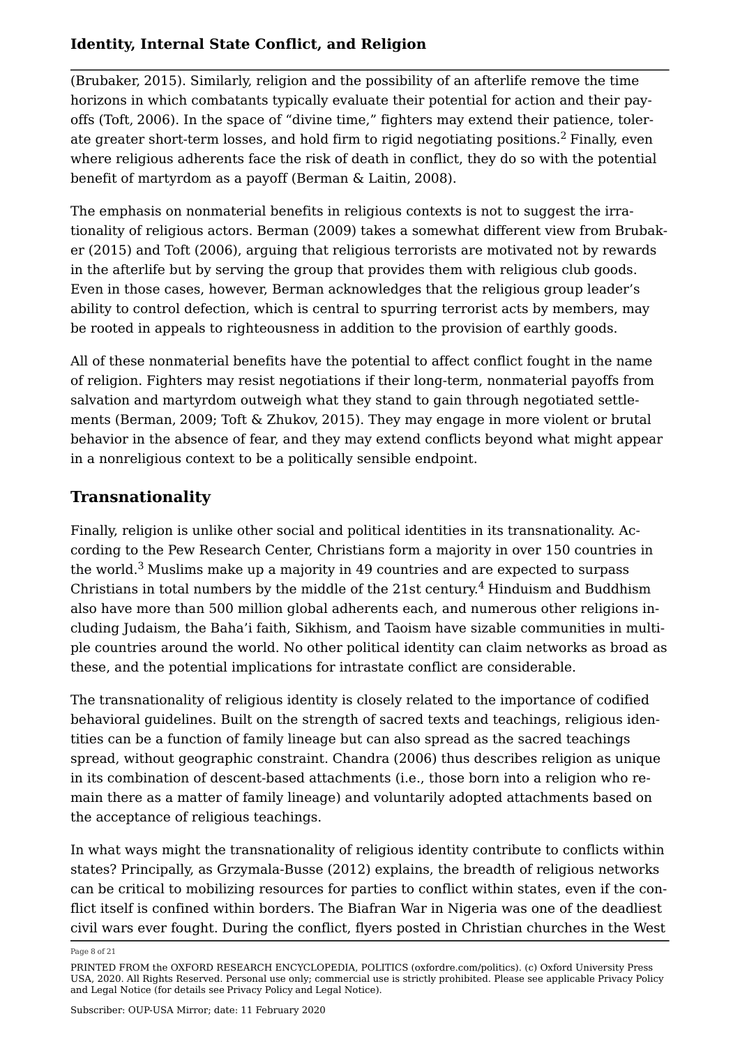(Brubaker, 2015). Similarly, religion and the possibility of an afterlife remove the time horizons in which combatants typically evaluate their potential for action and their payoffs (Toft, 2006). In the space of "divine time," fighters may extend their patience, tolerate greater short-term losses, and hold firm to rigid negotiating positions.[2] Finally, even where religious adherents face the risk of death in conflict, they do so with the potential benefit of martyrdom as a payoff (Berman & Laitin, 2008).

The emphasis on nonmaterial benefits in religious contexts is not to suggest the irrationality of religious actors. Berman (2009) takes a somewhat different view from Brubaker (2015) and Toft (2006), arguing that religious terrorists are motivated not by rewards in the afterlife but by serving the group that provides them with religious club goods. Even in those cases, however, Berman acknowledges that the religious group leader's ability to control defection, which is central to spurring terrorist acts by members, may be rooted in appeals to righteousness in addition to the provision of earthly goods.

All of these nonmaterial benefits have the potential to affect conflict fought in the name of religion. Fighters may resist negotiations if their long-term, nonmaterial payoffs from salvation and martyrdom outweigh what they stand to gain through negotiated settlements (Berman, 2009; Toft & Zhukov, 2015). They may engage in more violent or brutal behavior in the absence of fear, and they may extend conflicts beyond what might appear in a nonreligious context to be a politically sensible endpoint.

## Transnationality

Finally, religion is unlike other social and political identities in its transnationality. According to the Pew Research Center, Christians form a majority in over 150 countries in the world.[3] Muslims make up a majority in 49 countries and are expected to surpass Christians in total numbers by the middle of the 21st century.[4] Hinduism and Buddhism also have more than 500 million global adherents each, and numerous other religions including Judaism, the Baha'i faith, Sikhism, and Taoism have sizable communities in multiple countries around the world. No other political identity can claim networks as broad as these, and the potential implications for intrastate conflict are considerable.

The transnationality of religious identity is closely related to the importance of codified behavioral guidelines. Built on the strength of sacred texts and teachings, religious identities can be a function of family lineage but can also spread as the sacred teachings spread, without geographic constraint. Chandra (2006) thus describes religion as unique in its combination of descent-based attachments (i.e., those born into a religion who remain there as a matter of family lineage) and voluntarily adopted attachments based on the acceptance of religious teachings.

In what ways might the transnationality of religious identity contribute to conflicts within states? Principally, as Grzymala-Busse (2012) explains, the breadth of religious networks can be critical to mobilizing resources for parties to conflict within states, even if the conflict itself is confined within borders. The Biafran War in Nigeria was one of the deadliest civil wars ever fought. During the conflict, flyers posted in Christian churches in the West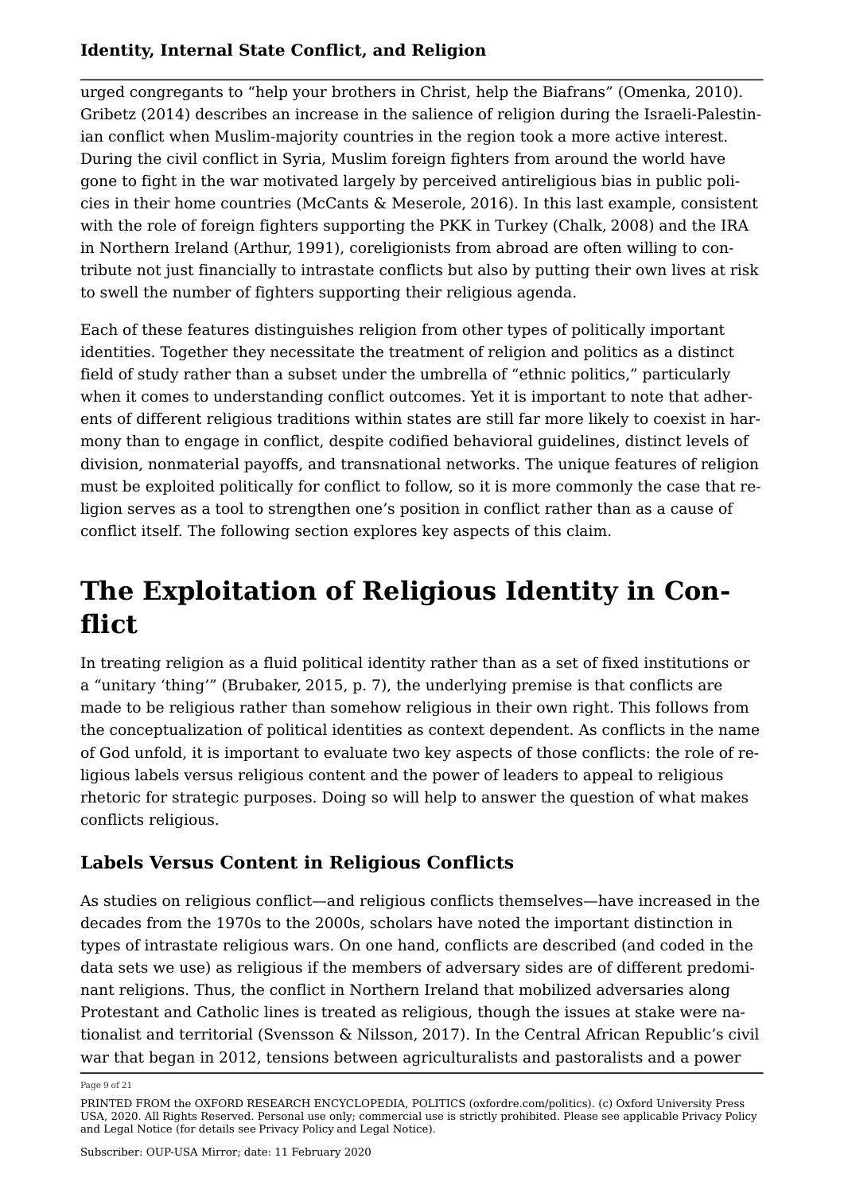urged congregants to "help your brothers in Christ, help the Biafrans" (Omenka, 2010). Gribetz (2014) describes an increase in the salience of religion during the Israeli-Palestinian conflict when Muslim-majority countries in the region took a more active interest. During the civil conflict in Syria, Muslim foreign fighters from around the world have gone to fight in the war motivated largely by perceived antireligious bias in public policies in their home countries (McCants & Meserole, 2016). In this last example, consistent with the role of foreign fighters supporting the PKK in Turkey (Chalk, 2008) and the IRA in Northern Ireland (Arthur, 1991), coreligionists from abroad are often willing to contribute not just financially to intrastate conflicts but also by putting their own lives at risk to swell the number of fighters supporting their religious agenda.

Each of these features distinguishes religion from other types of politically important identities. Together they necessitate the treatment of religion and politics as a distinct field of study rather than a subset under the umbrella of "ethnic politics," particularly when it comes to understanding conflict outcomes. Yet it is important to note that adherents of different religious traditions within states are still far more likely to coexist in harmony than to engage in conflict, despite codified behavioral guidelines, distinct levels of division, nonmaterial payoffs, and transnational networks. The unique features of religion must be exploited politically for conflict to follow, so it is more commonly the case that religion serves as a tool to strengthen one's position in conflict rather than as a cause of conflict itself. The following section explores key aspects of this claim.

# The Exploitation of Religious Identity in Conflict

In treating religion as a fluid political identity rather than as a set of fixed institutions or a "unitary 'thing'" (Brubaker, 2015, p. 7), the underlying premise is that conflicts are made to be religious rather than somehow religious in their own right. This follows from the conceptualization of political identities as context dependent. As conflicts in the name of God unfold, it is important to evaluate two key aspects of those conflicts: the role of religious labels versus religious content and the power of leaders to appeal to religious rhetoric for strategic purposes. Doing so will help to answer the question of what makes conflicts religious.

## Labels Versus Content in Religious Conflicts

As studies on religious conflict—and religious conflicts themselves—have increased in the decades from the 1970s to the 2000s, scholars have noted the important distinction in types of intrastate religious wars. On one hand, conflicts are described (and coded in the data sets we use) as religious if the members of adversary sides are of different predominant religions. Thus, the conflict in Northern Ireland that mobilized adversaries along Protestant and Catholic lines is treated as religious, though the issues at stake were nationalist and territorial (Svensson & Nilsson, 2017). In the Central African Republic's civil war that began in 2012, tensions between agriculturalists and pastoralists and a power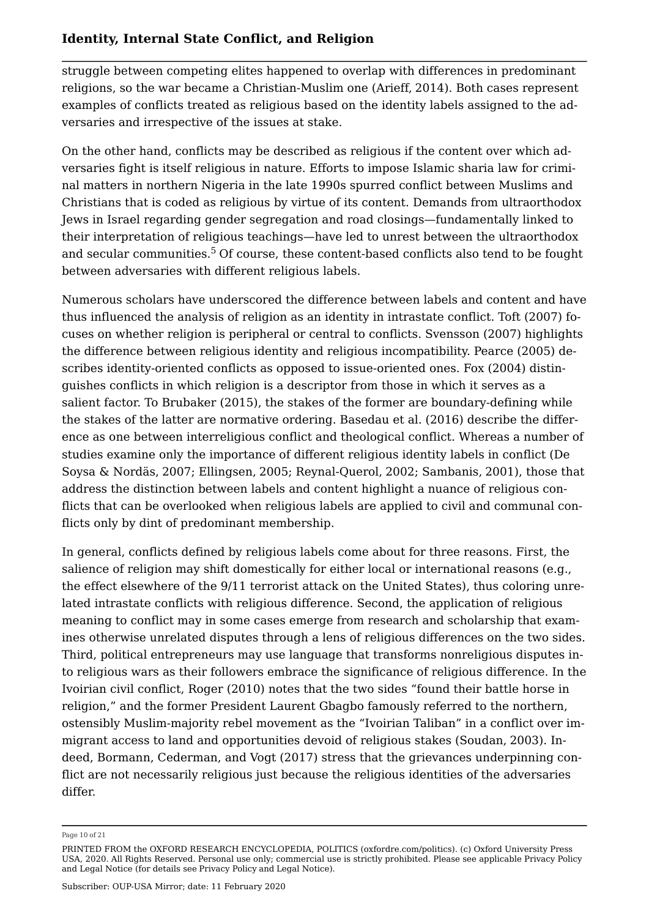struggle between competing elites happened to overlap with differences in predominant religions, so the war became a Christian-Muslim one (Arieff, 2014). Both cases represent examples of conflicts treated as religious based on the identity labels assigned to the adversaries and irrespective of the issues at stake.

On the other hand, conflicts may be described as religious if the content over which adversaries fight is itself religious in nature. Efforts to impose Islamic sharia law for criminal matters in northern Nigeria in the late 1990s spurred conflict between Muslims and Christians that is coded as religious by virtue of its content. Demands from ultraorthodox Jews in Israel regarding gender segregation and road closings—fundamentally linked to their interpretation of religious teachings—have led to unrest between the ultraorthodox and secular communities.[5] Of course, these content-based conflicts also tend to be fought between adversaries with different religious labels.

Numerous scholars have underscored the difference between labels and content and have thus influenced the analysis of religion as an identity in intrastate conflict. Toft (2007) focuses on whether religion is peripheral or central to conflicts. Svensson (2007) highlights the difference between religious identity and religious incompatibility. Pearce (2005) describes identity-oriented conflicts as opposed to issue-oriented ones. Fox (2004) distinguishes conflicts in which religion is a descriptor from those in which it serves as a salient factor. To Brubaker (2015), the stakes of the former are boundary-defining while the stakes of the latter are normative ordering. Basedau et al. (2016) describe the difference as one between interreligious conflict and theological conflict. Whereas a number of studies examine only the importance of different religious identity labels in conflict (De Soysa & Nordäs, 2007; Ellingsen, 2005; Reynal-Querol, 2002; Sambanis, 2001), those that address the distinction between labels and content highlight a nuance of religious conflicts that can be overlooked when religious labels are applied to civil and communal conflicts only by dint of predominant membership.

In general, conflicts defined by religious labels come about for three reasons. First, the salience of religion may shift domestically for either local or international reasons (e.g., the effect elsewhere of the 9/11 terrorist attack on the United States), thus coloring unrelated intrastate conflicts with religious difference. Second, the application of religious meaning to conflict may in some cases emerge from research and scholarship that examines otherwise unrelated disputes through a lens of religious differences on the two sides. Third, political entrepreneurs may use language that transforms nonreligious disputes into religious wars as their followers embrace the significance of religious difference. In the Ivoirian civil conflict, Roger (2010) notes that the two sides "found their battle horse in religion," and the former President Laurent Gbagbo famously referred to the northern, ostensibly Muslim-majority rebel movement as the "Ivoirian Taliban" in a conflict over immigrant access to land and opportunities devoid of religious stakes (Soudan, 2003). Indeed, Bormann, Cederman, and Vogt (2017) stress that the grievances underpinning conflict are not necessarily religious just because the religious identities of the adversaries differ.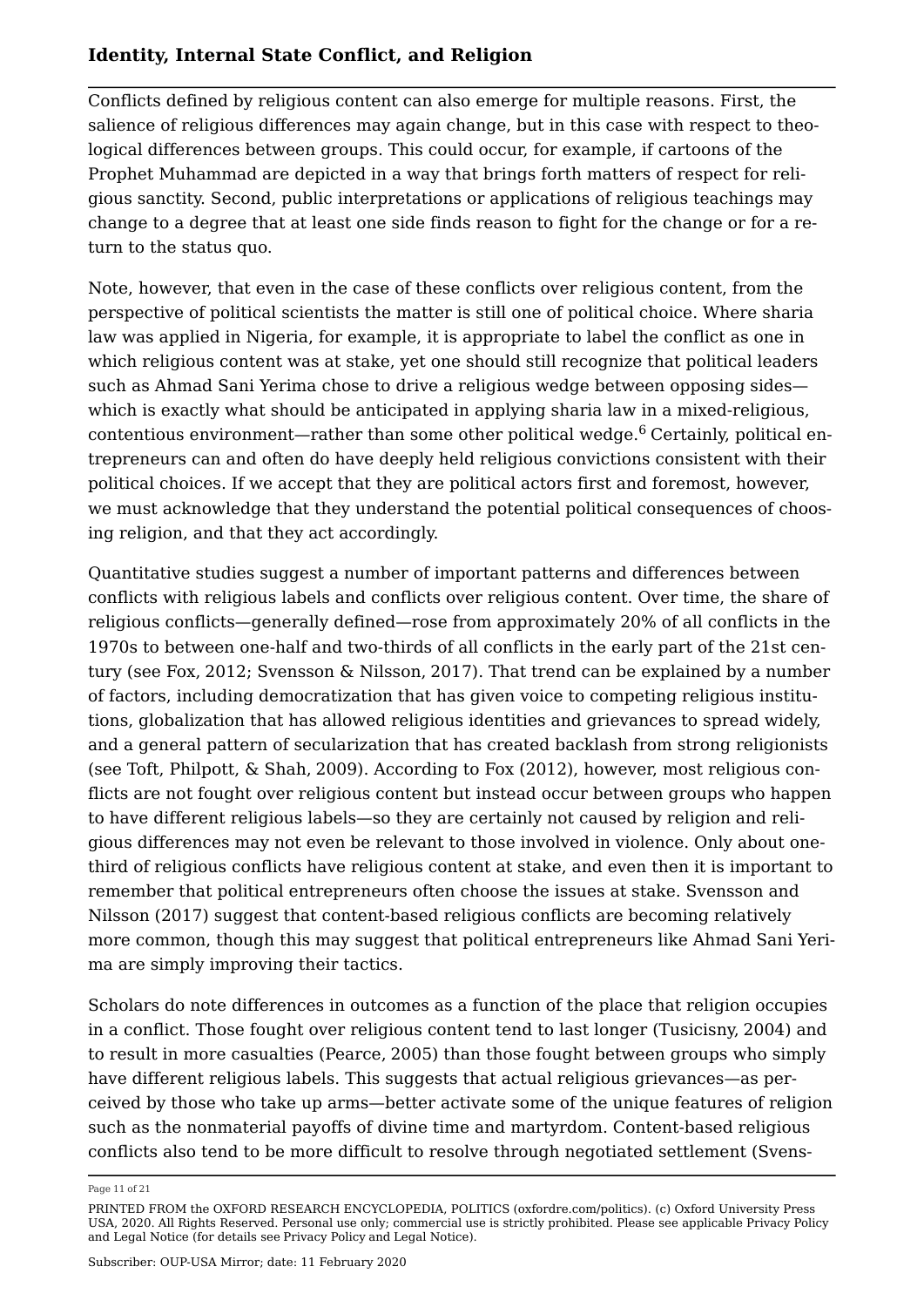Conflicts defined by religious content can also emerge for multiple reasons. First, the salience of religious differences may again change, but in this case with respect to theological differences between groups. This could occur, for example, if cartoons of the Prophet Muhammad are depicted in a way that brings forth matters of respect for religious sanctity. Second, public interpretations or applications of religious teachings may change to a degree that at least one side finds reason to fight for the change or for a return to the status quo.

Note, however, that even in the case of these conflicts over religious content, from the perspective of political scientists the matter is still one of political choice. Where sharia law was applied in Nigeria, for example, it is appropriate to label the conflict as one in which religious content was at stake, yet one should still recognize that political leaders such as Ahmad Sani Yerima chose to drive a religious wedge between opposing sides—which is exactly what should be anticipated in applying sharia law in a mixed-religious, contentious environment—rather than some other political wedge.[6] Certainly, political entrepreneurs can and often do have deeply held religious convictions consistent with their political choices. If we accept that they are political actors first and foremost, however, we must acknowledge that they understand the potential political consequences of choosing religion, and that they act accordingly.

Quantitative studies suggest a number of important patterns and differences between conflicts with religious labels and conflicts over religious content. Over time, the share of religious conflicts—generally defined—rose from approximately 20% of all conflicts in the 1970s to between one-half and two-thirds of all conflicts in the early part of the 21st century (see Fox, 2012; Svensson & Nilsson, 2017). That trend can be explained by a number of factors, including democratization that has given voice to competing religious institutions, globalization that has allowed religious identities and grievances to spread widely, and a general pattern of secularization that has created backlash from strong religionists (see Toft, Philpott, & Shah, 2009). According to Fox (2012), however, most religious conflicts are not fought over religious content but instead occur between groups who happen to have different religious labels—so they are certainly not caused by religion and religious differences may not even be relevant to those involved in violence. Only about one-third of religious conflicts have religious content at stake, and even then it is important to remember that political entrepreneurs often choose the issues at stake. Svensson and Nilsson (2017) suggest that content-based religious conflicts are becoming relatively more common, though this may suggest that political entrepreneurs like Ahmad Sani Yerima are simply improving their tactics.

Scholars do note differences in outcomes as a function of the place that religion occupies in a conflict. Those fought over religious content tend to last longer (Tusicisny, 2004) and to result in more casualties (Pearce, 2005) than those fought between groups who simply have different religious labels. This suggests that actual religious grievances—as perceived by those who take up arms—better activate some of the unique features of religion such as the nonmaterial payoffs of divine time and martyrdom. Content-based religious conflicts also tend to be more difficult to resolve through negotiated settlement (Svens-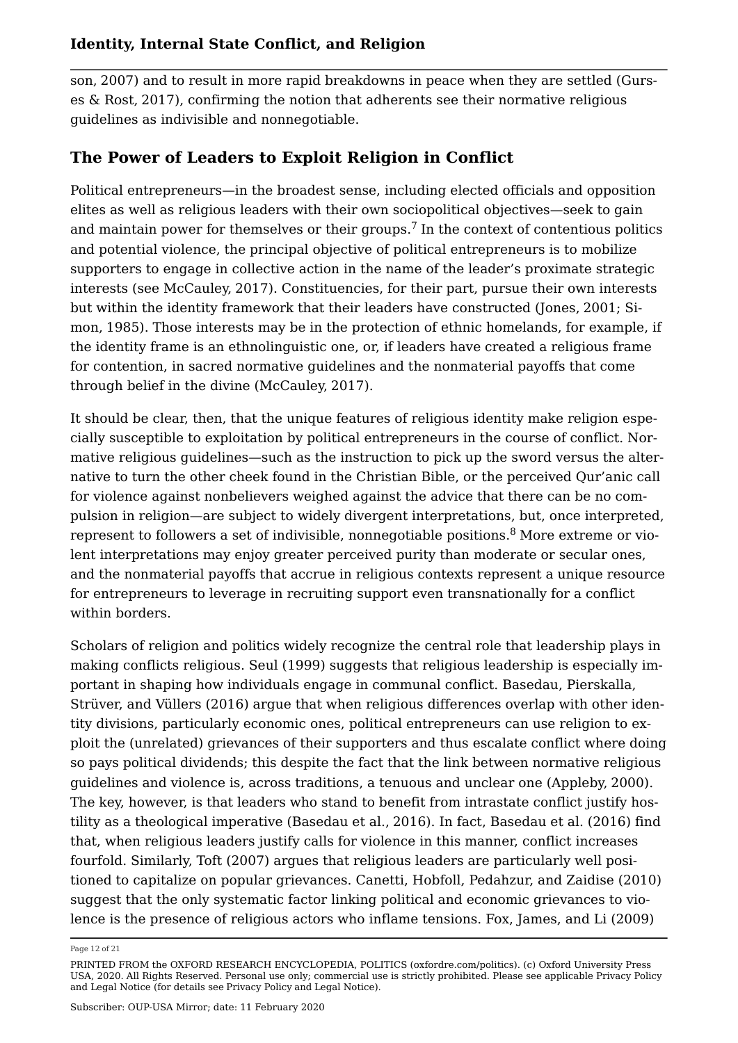son, 2007) and to result in more rapid breakdowns in peace when they are settled (Gurses & Rost, 2017), confirming the notion that adherents see their normative religious guidelines as indivisible and nonnegotiable.

## The Power of Leaders to Exploit Religion in Conflict

Political entrepreneurs—in the broadest sense, including elected officials and opposition elites as well as religious leaders with their own sociopolitical objectives—seek to gain and maintain power for themselves or their groups.[7] In the context of contentious politics and potential violence, the principal objective of political entrepreneurs is to mobilize supporters to engage in collective action in the name of the leader's proximate strategic interests (see McCauley, 2017). Constituencies, for their part, pursue their own interests but within the identity framework that their leaders have constructed (Jones, 2001; Simon, 1985). Those interests may be in the protection of ethnic homelands, for example, if the identity frame is an ethnolinguistic one, or, if leaders have created a religious frame for contention, in sacred normative guidelines and the nonmaterial payoffs that come through belief in the divine (McCauley, 2017).

It should be clear, then, that the unique features of religious identity make religion especially susceptible to exploitation by political entrepreneurs in the course of conflict. Normative religious guidelines—such as the instruction to pick up the sword versus the alternative to turn the other cheek found in the Christian Bible, or the perceived Qur'anic call for violence against nonbelievers weighed against the advice that there can be no compulsion in religion—are subject to widely divergent interpretations, but, once interpreted, represent to followers a set of indivisible, nonnegotiable positions.[8] More extreme or violent interpretations may enjoy greater perceived purity than moderate or secular ones, and the nonmaterial payoffs that accrue in religious contexts represent a unique resource for entrepreneurs to leverage in recruiting support even transnationally for a conflict within borders.

Scholars of religion and politics widely recognize the central role that leadership plays in making conflicts religious. Seul (1999) suggests that religious leadership is especially important in shaping how individuals engage in communal conflict. Basedau, Pierskalla, Strüver, and Vüllers (2016) argue that when religious differences overlap with other identity divisions, particularly economic ones, political entrepreneurs can use religion to exploit the (unrelated) grievances of their supporters and thus escalate conflict where doing so pays political dividends; this despite the fact that the link between normative religious guidelines and violence is, across traditions, a tenuous and unclear one (Appleby, 2000). The key, however, is that leaders who stand to benefit from intrastate conflict justify hostility as a theological imperative (Basedau et al., 2016). In fact, Basedau et al. (2016) find that, when religious leaders justify calls for violence in this manner, conflict increases fourfold. Similarly, Toft (2007) argues that religious leaders are particularly well positioned to capitalize on popular grievances. Canetti, Hobfoll, Pedahzur, and Zaidise (2010) suggest that the only systematic factor linking political and economic grievances to violence is the presence of religious actors who inflame tensions. Fox, James, and Li (2009)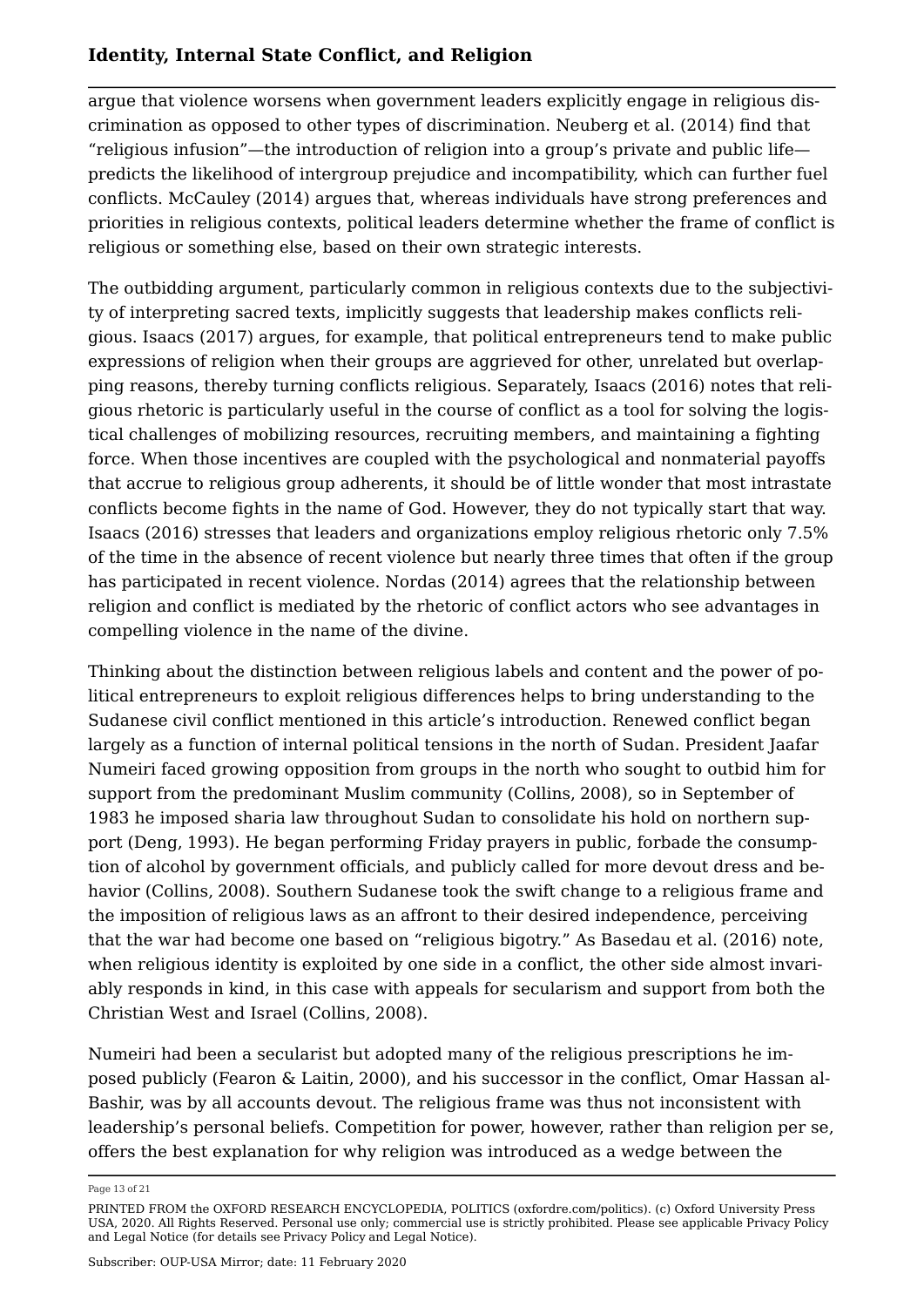argue that violence worsens when government leaders explicitly engage in religious discrimination as opposed to other types of discrimination. Neuberg et al. (2014) find that "religious infusion"—the introduction of religion into a group's private and public life—predicts the likelihood of intergroup prejudice and incompatibility, which can further fuel conflicts. McCauley (2014) argues that, whereas individuals have strong preferences and priorities in religious contexts, political leaders determine whether the frame of conflict is religious or something else, based on their own strategic interests.

The outbidding argument, particularly common in religious contexts due to the subjectivity of interpreting sacred texts, implicitly suggests that leadership makes conflicts religious. Isaacs (2017) argues, for example, that political entrepreneurs tend to make public expressions of religion when their groups are aggrieved for other, unrelated but overlapping reasons, thereby turning conflicts religious. Separately, Isaacs (2016) notes that religious rhetoric is particularly useful in the course of conflict as a tool for solving the logistical challenges of mobilizing resources, recruiting members, and maintaining a fighting force. When those incentives are coupled with the psychological and nonmaterial payoffs that accrue to religious group adherents, it should be of little wonder that most intrastate conflicts become fights in the name of God. However, they do not typically start that way. Isaacs (2016) stresses that leaders and organizations employ religious rhetoric only 7.5% of the time in the absence of recent violence but nearly three times that often if the group has participated in recent violence. Nordas (2014) agrees that the relationship between religion and conflict is mediated by the rhetoric of conflict actors who see advantages in compelling violence in the name of the divine.

Thinking about the distinction between religious labels and content and the power of political entrepreneurs to exploit religious differences helps to bring understanding to the Sudanese civil conflict mentioned in this article's introduction. Renewed conflict began largely as a function of internal political tensions in the north of Sudan. President Jaafar Numeiri faced growing opposition from groups in the north who sought to outbid him for support from the predominant Muslim community (Collins, 2008), so in September of 1983 he imposed sharia law throughout Sudan to consolidate his hold on northern support (Deng, 1993). He began performing Friday prayers in public, forbade the consumption of alcohol by government officials, and publicly called for more devout dress and behavior (Collins, 2008). Southern Sudanese took the swift change to a religious frame and the imposition of religious laws as an affront to their desired independence, perceiving that the war had become one based on "religious bigotry." As Basedau et al. (2016) note, when religious identity is exploited by one side in a conflict, the other side almost invariably responds in kind, in this case with appeals for secularism and support from both the Christian West and Israel (Collins, 2008).

Numeiri had been a secularist but adopted many of the religious prescriptions he imposed publicly (Fearon & Laitin, 2000), and his successor in the conflict, Omar Hassan al-Bashir, was by all accounts devout. The religious frame was thus not inconsistent with leadership's personal beliefs. Competition for power, however, rather than religion per se, offers the best explanation for why religion was introduced as a wedge between the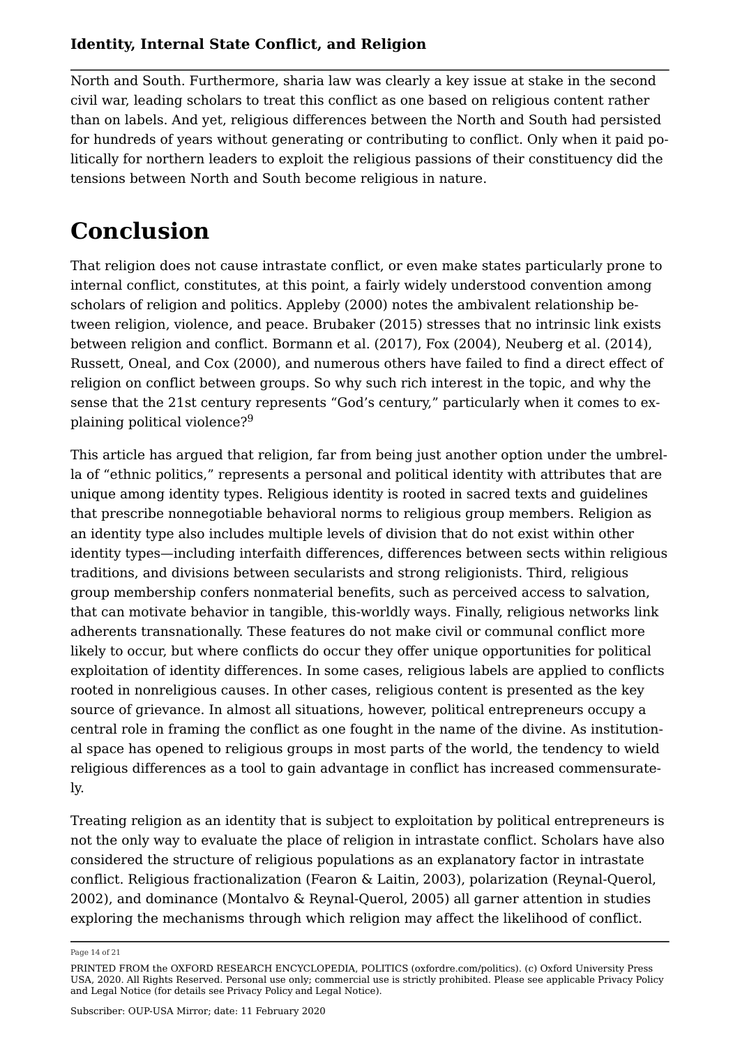North and South. Furthermore, sharia law was clearly a key issue at stake in the second civil war, leading scholars to treat this conflict as one based on religious content rather than on labels. And yet, religious differences between the North and South had persisted for hundreds of years without generating or contributing to conflict. Only when it paid politically for northern leaders to exploit the religious passions of their constituency did the tensions between North and South become religious in nature.

# Conclusion

That religion does not cause intrastate conflict, or even make states particularly prone to internal conflict, constitutes, at this point, a fairly widely understood convention among scholars of religion and politics. Appleby (2000) notes the ambivalent relationship between religion, violence, and peace. Brubaker (2015) stresses that no intrinsic link exists between religion and conflict. Bormann et al. (2017), Fox (2004), Neuberg et al. (2014), Russett, Oneal, and Cox (2000), and numerous others have failed to find a direct effect of religion on conflict between groups. So why such rich interest in the topic, and why the sense that the 21st century represents "God's century," particularly when it comes to explaining political violence?[9]

This article has argued that religion, far from being just another option under the umbrella of "ethnic politics," represents a personal and political identity with attributes that are unique among identity types. Religious identity is rooted in sacred texts and guidelines that prescribe nonnegotiable behavioral norms to religious group members. Religion as an identity type also includes multiple levels of division that do not exist within other identity types—including interfaith differences, differences between sects within religious traditions, and divisions between secularists and strong religionists. Third, religious group membership confers nonmaterial benefits, such as perceived access to salvation, that can motivate behavior in tangible, this-worldly ways. Finally, religious networks link adherents transnationally. These features do not make civil or communal conflict more likely to occur, but where conflicts do occur they offer unique opportunities for political exploitation of identity differences. In some cases, religious labels are applied to conflicts rooted in nonreligious causes. In other cases, religious content is presented as the key source of grievance. In almost all situations, however, political entrepreneurs occupy a central role in framing the conflict as one fought in the name of the divine. As institutional space has opened to religious groups in most parts of the world, the tendency to wield religious differences as a tool to gain advantage in conflict has increased commensurately.

Treating religion as an identity that is subject to exploitation by political entrepreneurs is not the only way to evaluate the place of religion in intrastate conflict. Scholars have also considered the structure of religious populations as an explanatory factor in intrastate conflict. Religious fractionalization (Fearon & Laitin, 2003), polarization (Reynal-Querol, 2002), and dominance (Montalvo & Reynal-Querol, 2005) all garner attention in studies exploring the mechanisms through which religion may affect the likelihood of conflict.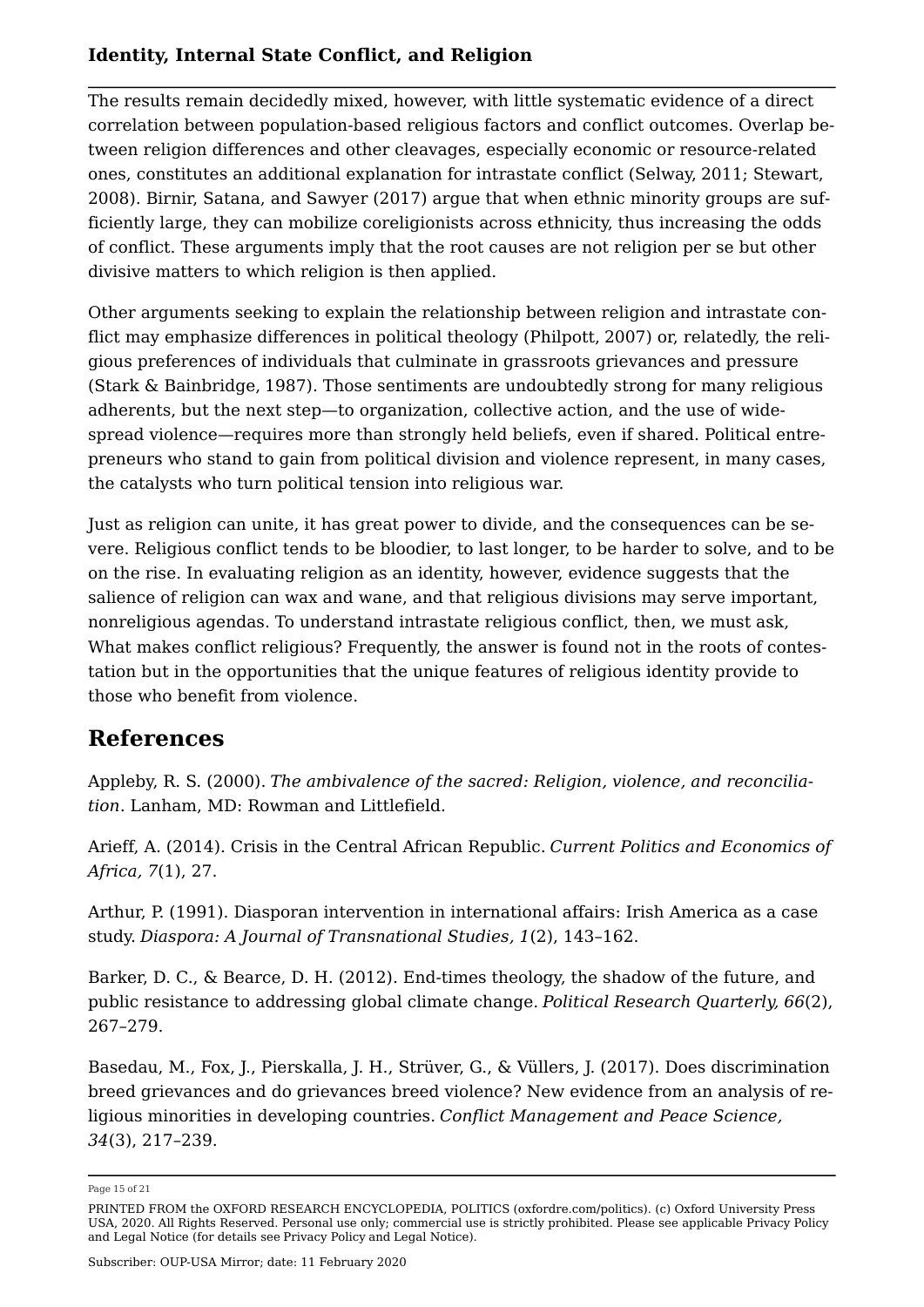The results remain decidedly mixed, however, with little systematic evidence of a direct correlation between population-based religious factors and conflict outcomes. Overlap between religion differences and other cleavages, especially economic or resource-related ones, constitutes an additional explanation for intrastate conflict (Selway, 2011; Stewart, 2008). Birnir, Satana, and Sawyer (2017) argue that when ethnic minority groups are sufficiently large, they can mobilize coreligionists across ethnicity, thus increasing the odds of conflict. These arguments imply that the root causes are not religion per se but other divisive matters to which religion is then applied.

Other arguments seeking to explain the relationship between religion and intrastate conflict may emphasize differences in political theology (Philpott, 2007) or, relatedly, the religious preferences of individuals that culminate in grassroots grievances and pressure (Stark & Bainbridge, 1987). Those sentiments are undoubtedly strong for many religious adherents, but the next step—to organization, collective action, and the use of widespread violence—requires more than strongly held beliefs, even if shared. Political entrepreneurs who stand to gain from political division and violence represent, in many cases, the catalysts who turn political tension into religious war.

Just as religion can unite, it has great power to divide, and the consequences can be severe. Religious conflict tends to be bloodier, to last longer, to be harder to solve, and to be on the rise. In evaluating religion as an identity, however, evidence suggests that the salience of religion can wax and wane, and that religious divisions may serve important, nonreligious agendas. To understand intrastate religious conflict, then, we must ask, What makes conflict religious? Frequently, the answer is found not in the roots of contestation but in the opportunities that the unique features of religious identity provide to those who benefit from violence.

## References

Appleby, R. S. (2000). *The ambivalence of the sacred: Religion, violence, and reconciliation*. Lanham, MD: Rowman and Littlefield.

Arieff, A. (2014). Crisis in the Central African Republic. *Current Politics and Economics of Africa, 7*(1), 27.

Arthur, P. (1991). Diasporan intervention in international affairs: Irish America as a case study. *Diaspora: A Journal of Transnational Studies, 1*(2), 143–162.

Barker, D. C., & Bearce, D. H. (2012). End-times theology, the shadow of the future, and public resistance to addressing global climate change. *Political Research Quarterly, 66*(2), 267–279.

Basedau, M., Fox, J., Pierskalla, J. H., Strüver, G., & Vüllers, J. (2017). Does discrimination breed grievances and do grievances breed violence? New evidence from an analysis of religious minorities in developing countries. *Conflict Management and Peace Science, 34*(3), 217–239.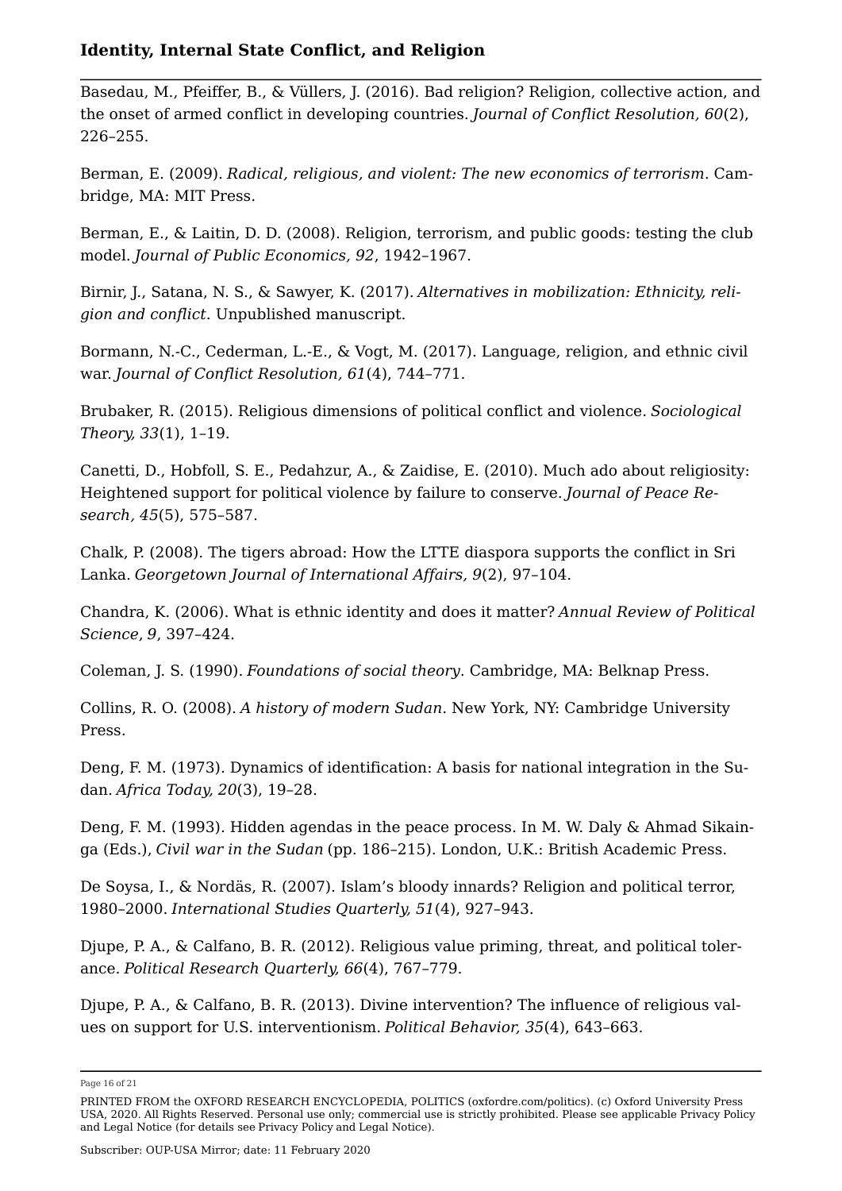Basedau, M., Pfeiffer, B., & Vüllers, J. (2016). Bad religion? Religion, collective action, and the onset of armed conflict in developing countries. *Journal of Conflict Resolution, 60*(2), 226–255.

Berman, E. (2009). *Radical, religious, and violent: The new economics of terrorism*. Cambridge, MA: MIT Press.

Berman, E., & Laitin, D. D. (2008). Religion, terrorism, and public goods: testing the club model. *Journal of Public Economics, 92*, 1942–1967.

Birnir, J., Satana, N. S., & Sawyer, K. (2017). *Alternatives in mobilization: Ethnicity, religion and conflict*. Unpublished manuscript.

Bormann, N.-C., Cederman, L.-E., & Vogt, M. (2017). Language, religion, and ethnic civil war. *Journal of Conflict Resolution, 61*(4), 744–771.

Brubaker, R. (2015). Religious dimensions of political conflict and violence. *Sociological Theory, 33*(1), 1–19.

Canetti, D., Hobfoll, S. E., Pedahzur, A., & Zaidise, E. (2010). Much ado about religiosity: Heightened support for political violence by failure to conserve. *Journal of Peace Research, 45*(5), 575–587.

Chalk, P. (2008). The tigers abroad: How the LTTE diaspora supports the conflict in Sri Lanka. *Georgetown Journal of International Affairs, 9*(2), 97–104.

Chandra, K. (2006). What is ethnic identity and does it matter? *Annual Review of Political Science*, *9*, 397–424.

Coleman, J. S. (1990). *Foundations of social theory*. Cambridge, MA: Belknap Press.

Collins, R. O. (2008). *A history of modern Sudan*. New York, NY: Cambridge University Press.

Deng, F. M. (1973). Dynamics of identification: A basis for national integration in the Sudan. *Africa Today, 20*(3), 19–28.

Deng, F. M. (1993). Hidden agendas in the peace process. In M. W. Daly & Ahmad Sikainga (Eds.), *Civil war in the Sudan* (pp. 186–215). London, U.K.: British Academic Press.

De Soysa, I., & Nordäs, R. (2007). Islam's bloody innards? Religion and political terror, 1980–2000. *International Studies Quarterly, 51*(4), 927–943.

Djupe, P. A., & Calfano, B. R. (2012). Religious value priming, threat, and political tolerance. *Political Research Quarterly, 66*(4), 767–779.

Djupe, P. A., & Calfano, B. R. (2013). Divine intervention? The influence of religious values on support for U.S. interventionism. *Political Behavior, 35*(4), 643–663.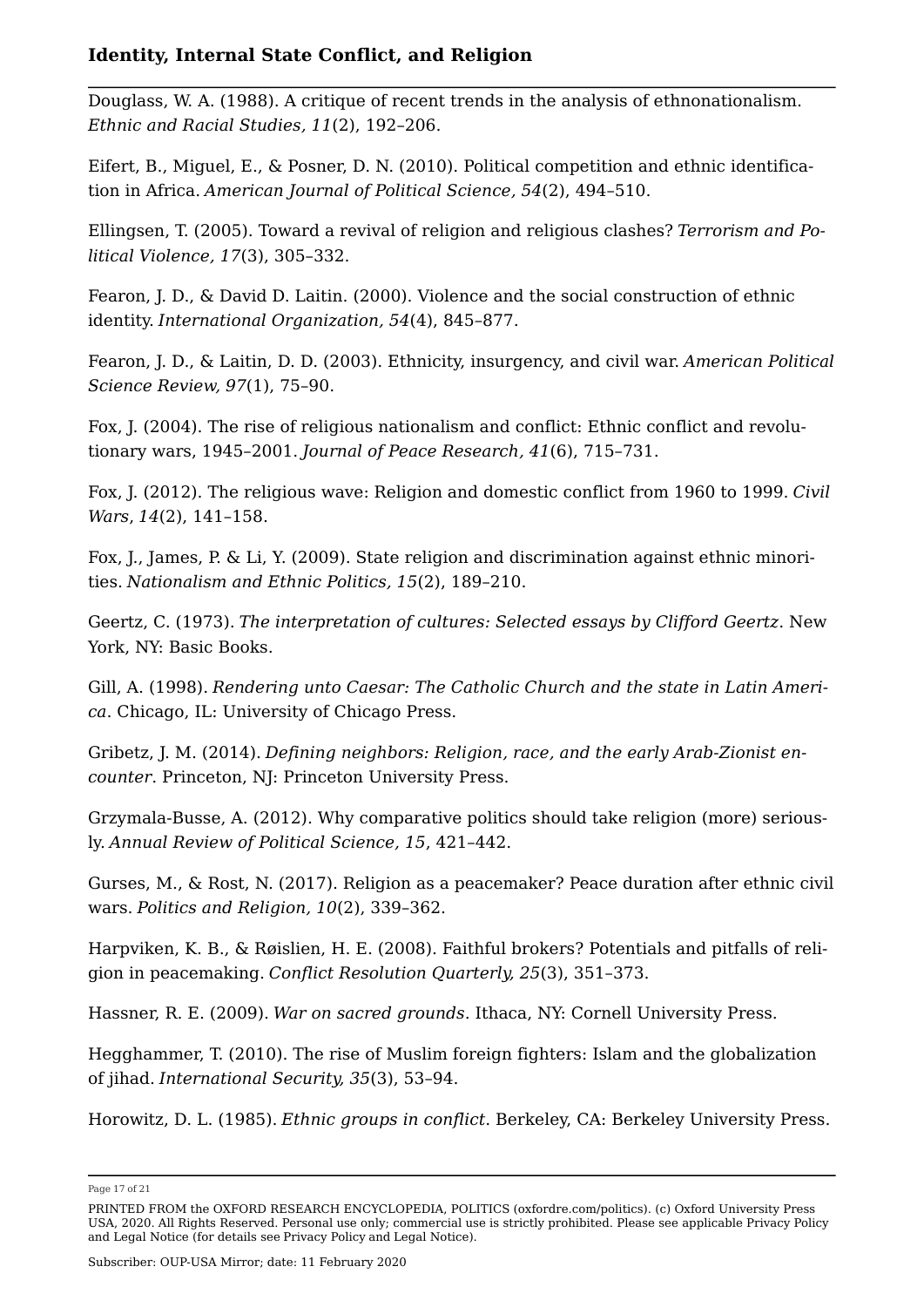Douglass, W. A. (1988). A critique of recent trends in the analysis of ethnonationalism. *Ethnic and Racial Studies, 11*(2), 192–206.

Eifert, B., Miguel, E., & Posner, D. N. (2010). Political competition and ethnic identification in Africa. *American Journal of Political Science, 54*(2), 494–510.

Ellingsen, T. (2005). Toward a revival of religion and religious clashes? *Terrorism and Political Violence, 17*(3), 305–332.

Fearon, J. D., & David D. Laitin. (2000). Violence and the social construction of ethnic identity. *International Organization, 54*(4), 845–877.

Fearon, J. D., & Laitin, D. D. (2003). Ethnicity, insurgency, and civil war. *American Political Science Review, 97*(1), 75–90.

Fox, J. (2004). The rise of religious nationalism and conflict: Ethnic conflict and revolutionary wars, 1945–2001. *Journal of Peace Research, 41*(6), 715–731.

Fox, J. (2012). The religious wave: Religion and domestic conflict from 1960 to 1999. *Civil Wars*, *14*(2), 141–158.

Fox, J., James, P. & Li, Y. (2009). State religion and discrimination against ethnic minorities. *Nationalism and Ethnic Politics, 15*(2), 189–210.

Geertz, C. (1973). *The interpretation of cultures: Selected essays by Clifford Geertz*. New York, NY: Basic Books.

Gill, A. (1998). *Rendering unto Caesar: The Catholic Church and the state in Latin America*. Chicago, IL: University of Chicago Press.

Gribetz, J. M. (2014). *Defining neighbors: Religion, race, and the early Arab-Zionist encounter*. Princeton, NJ: Princeton University Press.

Grzymala-Busse, A. (2012). Why comparative politics should take religion (more) seriously. *Annual Review of Political Science, 15*, 421–442.

Gurses, M., & Rost, N. (2017). Religion as a peacemaker? Peace duration after ethnic civil wars. *Politics and Religion, 10*(2), 339–362.

Harpviken, K. B., & Røislien, H. E. (2008). Faithful brokers? Potentials and pitfalls of religion in peacemaking. *Conflict Resolution Quarterly, 25*(3), 351–373.

Hassner, R. E. (2009). *War on sacred grounds*. Ithaca, NY: Cornell University Press.

Hegghammer, T. (2010). The rise of Muslim foreign fighters: Islam and the globalization of jihad. *International Security, 35*(3), 53–94.

Horowitz, D. L. (1985). *Ethnic groups in conflict*. Berkeley, CA: Berkeley University Press.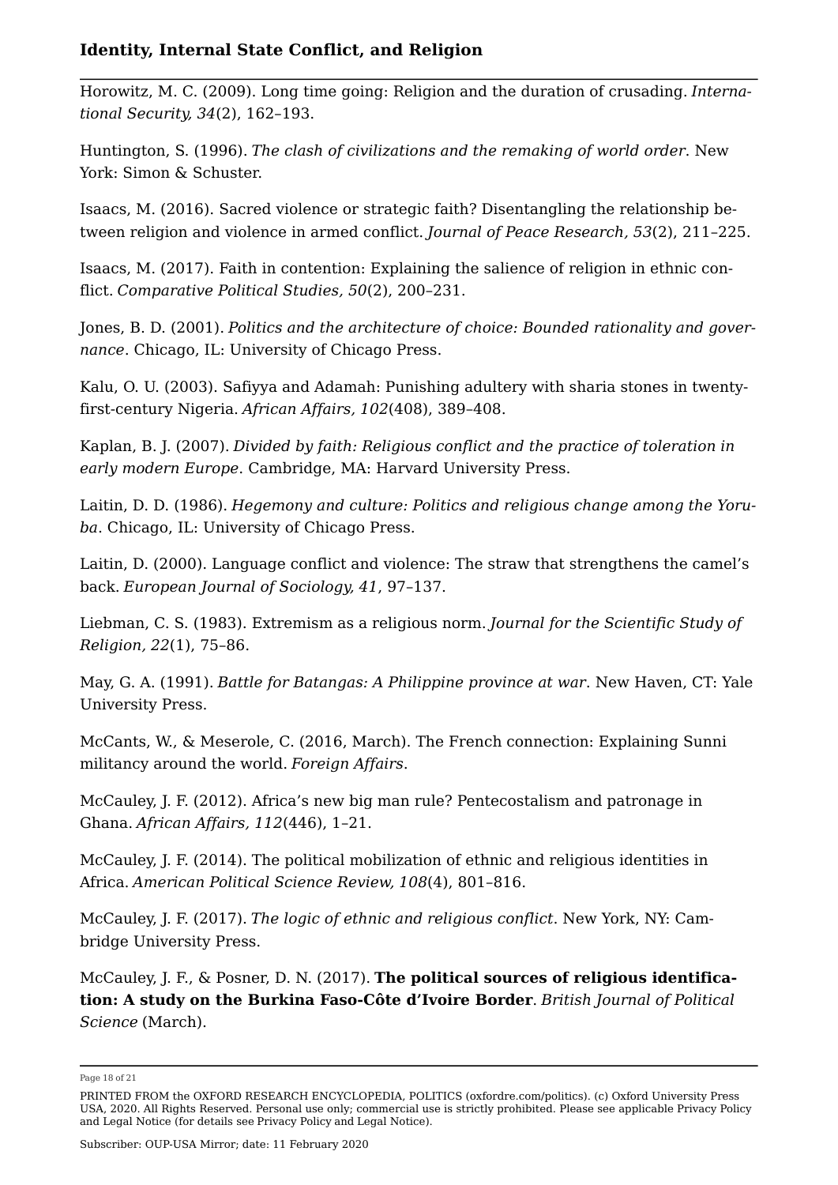Horowitz, M. C. (2009). Long time going: Religion and the duration of crusading. *International Security, 34*(2), 162–193.

Huntington, S. (1996). *The clash of civilizations and the remaking of world order*. New York: Simon & Schuster.

Isaacs, M. (2016). Sacred violence or strategic faith? Disentangling the relationship between religion and violence in armed conflict. *Journal of Peace Research, 53*(2), 211–225.

Isaacs, M. (2017). Faith in contention: Explaining the salience of religion in ethnic conflict. *Comparative Political Studies, 50*(2), 200–231.

Jones, B. D. (2001). *Politics and the architecture of choice: Bounded rationality and governance*. Chicago, IL: University of Chicago Press.

Kalu, O. U. (2003). Safiyya and Adamah: Punishing adultery with sharia stones in twenty-first-century Nigeria. *African Affairs, 102*(408), 389–408.

Kaplan, B. J. (2007). *Divided by faith: Religious conflict and the practice of toleration in early modern Europe*. Cambridge, MA: Harvard University Press.

Laitin, D. D. (1986). *Hegemony and culture: Politics and religious change among the Yoruba*. Chicago, IL: University of Chicago Press.

Laitin, D. (2000). Language conflict and violence: The straw that strengthens the camel's back. *European Journal of Sociology, 41*, 97–137.

Liebman, C. S. (1983). Extremism as a religious norm. *Journal for the Scientific Study of Religion, 22*(1), 75–86.

May, G. A. (1991). *Battle for Batangas: A Philippine province at war*. New Haven, CT: Yale University Press.

McCants, W., & Meserole, C. (2016, March). The French connection: Explaining Sunni militancy around the world. *Foreign Affairs*.

McCauley, J. F. (2012). Africa's new big man rule? Pentecostalism and patronage in Ghana. *African Affairs, 112*(446), 1–21.

McCauley, J. F. (2014). The political mobilization of ethnic and religious identities in Africa. *American Political Science Review, 108*(4), 801–816.

McCauley, J. F. (2017). *The logic of ethnic and religious conflict*. New York, NY: Cambridge University Press.

McCauley, J. F., & Posner, D. N. (2017). **The political sources of religious identification: A study on the Burkina Faso-Côte d'Ivoire Border**. *British Journal of Political Science* (March).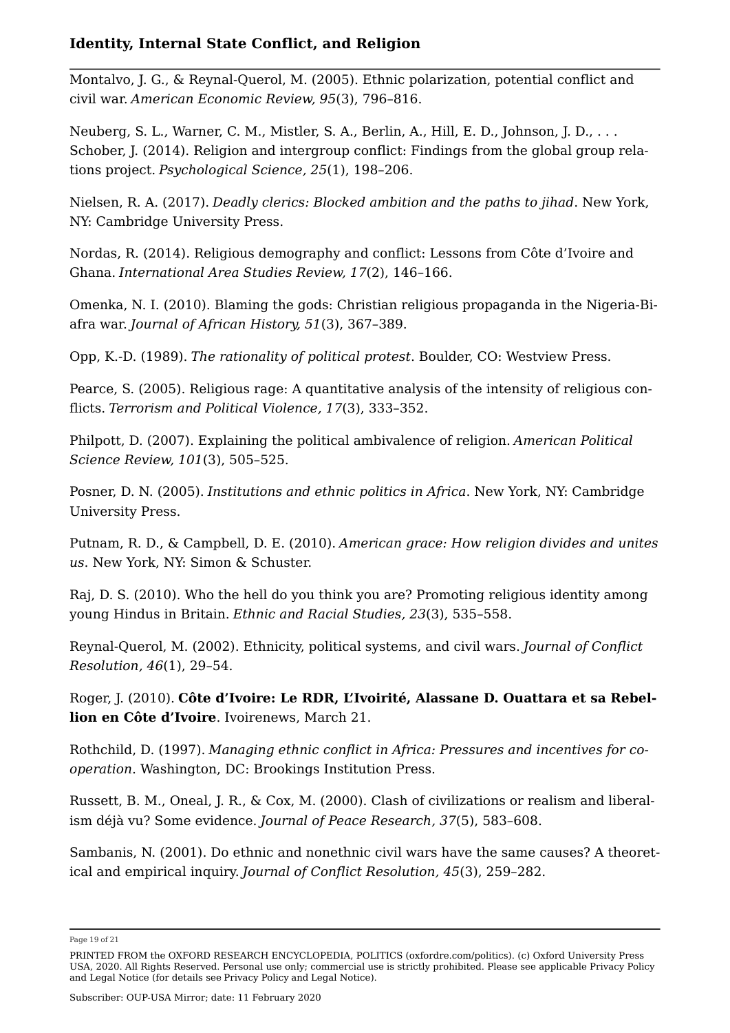Montalvo, J. G., & Reynal-Querol, M. (2005). Ethnic polarization, potential conflict and civil war. *American Economic Review, 95*(3), 796–816.

Neuberg, S. L., Warner, C. M., Mistler, S. A., Berlin, A., Hill, E. D., Johnson, J. D., . . . Schober, J. (2014). Religion and intergroup conflict: Findings from the global group relations project. *Psychological Science, 25*(1), 198–206.

Nielsen, R. A. (2017). *Deadly clerics: Blocked ambition and the paths to jihad*. New York, NY: Cambridge University Press.

Nordas, R. (2014). Religious demography and conflict: Lessons from Côte d'Ivoire and Ghana. *International Area Studies Review, 17*(2), 146–166.

Omenka, N. I. (2010). Blaming the gods: Christian religious propaganda in the Nigeria-Biafra war. *Journal of African History, 51*(3), 367–389.

Opp, K.-D. (1989). *The rationality of political protest.* Boulder, CO: Westview Press.

Pearce, S. (2005). Religious rage: A quantitative analysis of the intensity of religious conflicts. *Terrorism and Political Violence, 17*(3), 333–352.

Philpott, D. (2007). Explaining the political ambivalence of religion. *American Political Science Review, 101*(3), 505–525.

Posner, D. N. (2005). *Institutions and ethnic politics in Africa*. New York, NY: Cambridge University Press.

Putnam, R. D., & Campbell, D. E. (2010). *American grace: How religion divides and unites us*. New York, NY: Simon & Schuster.

Raj, D. S. (2010). Who the hell do you think you are? Promoting religious identity among young Hindus in Britain. *Ethnic and Racial Studies, 23*(3), 535–558.

Reynal-Querol, M. (2002). Ethnicity, political systems, and civil wars. *Journal of Conflict Resolution, 46*(1), 29–54.

Roger, J. (2010). **Côte d'Ivoire: Le RDR, L'Ivoirité, Alassane D. Ouattara et sa Rebellion en Côte d'Ivoire**. Ivoirenews, March 21.

Rothchild, D. (1997). *Managing ethnic conflict in Africa: Pressures and incentives for cooperation*. Washington, DC: Brookings Institution Press.

Russett, B. M., Oneal, J. R., & Cox, M. (2000). Clash of civilizations or realism and liberalism déjà vu? Some evidence. *Journal of Peace Research, 37*(5), 583–608.

Sambanis, N. (2001). Do ethnic and nonethnic civil wars have the same causes? A theoretical and empirical inquiry. *Journal of Conflict Resolution, 45*(3), 259–282.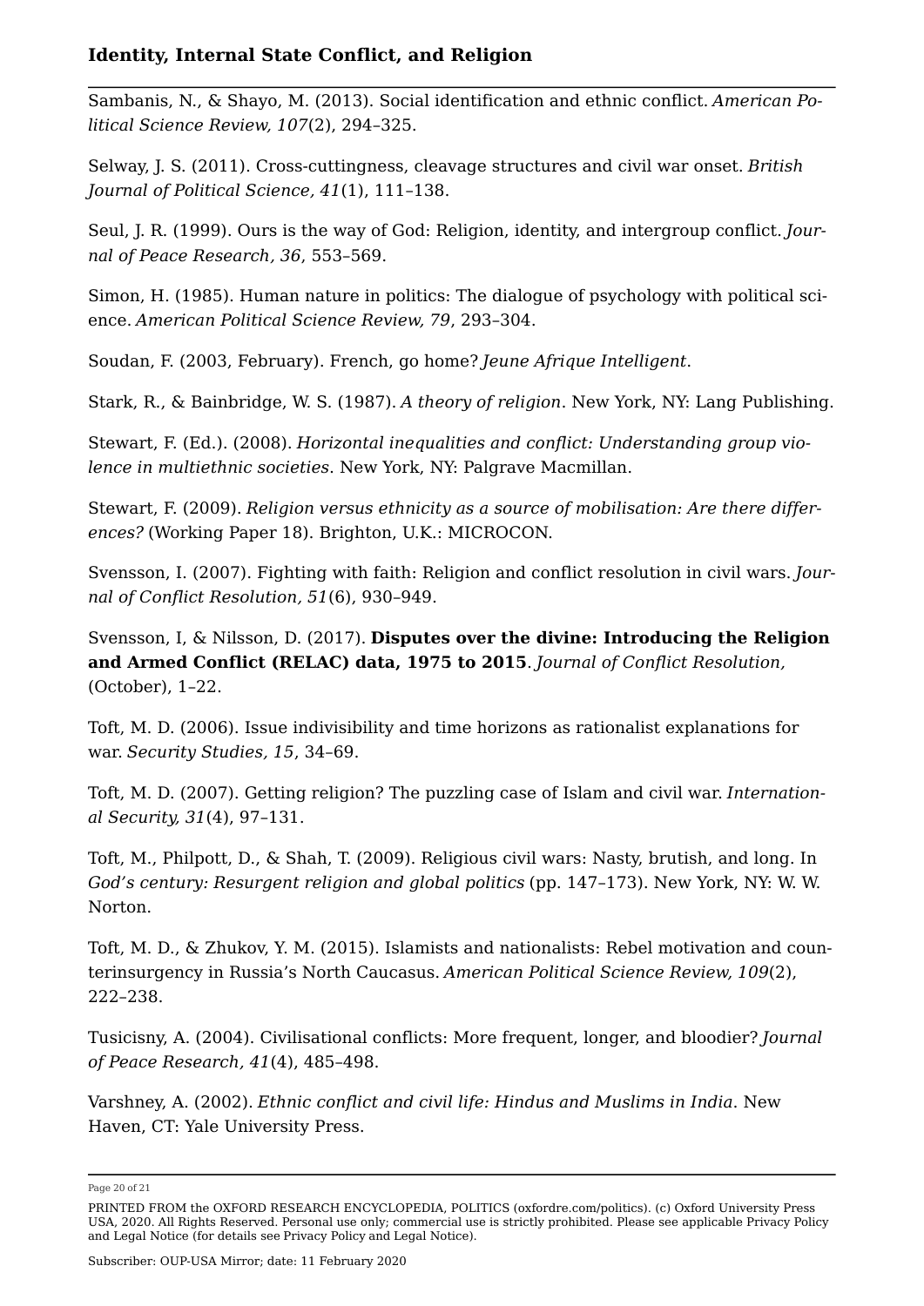Sambanis, N., & Shayo, M. (2013). Social identification and ethnic conflict. *American Political Science Review, 107*(2), 294–325.

Selway, J. S. (2011). Cross-cuttingness, cleavage structures and civil war onset. *British Journal of Political Science, 41*(1), 111–138.

Seul, J. R. (1999). Ours is the way of God: Religion, identity, and intergroup conflict. *Journal of Peace Research, 36*, 553–569.

Simon, H. (1985). Human nature in politics: The dialogue of psychology with political science. *American Political Science Review, 79*, 293–304.

Soudan, F. (2003, February). French, go home? *Jeune Afrique Intelligent*.

Stark, R., & Bainbridge, W. S. (1987). *A theory of religion*. New York, NY: Lang Publishing.

Stewart, F. (Ed.). (2008). *Horizontal inequalities and conflict: Understanding group violence in multiethnic societies*. New York, NY: Palgrave Macmillan.

Stewart, F. (2009). *Religion versus ethnicity as a source of mobilisation: Are there differences?* (Working Paper 18). Brighton, U.K.: MICROCON.

Svensson, I. (2007). Fighting with faith: Religion and conflict resolution in civil wars. *Journal of Conflict Resolution, 51*(6), 930–949.

Svensson, I, & Nilsson, D. (2017). **Disputes over the divine: Introducing the Religion and Armed Conflict (RELAC) data, 1975 to 2015**. *Journal of Conflict Resolution,* (October), 1–22.

Toft, M. D. (2006). Issue indivisibility and time horizons as rationalist explanations for war. *Security Studies, 15*, 34–69.

Toft, M. D. (2007). Getting religion? The puzzling case of Islam and civil war. *International Security, 31*(4), 97–131.

Toft, M., Philpott, D., & Shah, T. (2009). Religious civil wars: Nasty, brutish, and long. In *God's century: Resurgent religion and global politics* (pp. 147–173). New York, NY: W. W. Norton.

Toft, M. D., & Zhukov, Y. M. (2015). Islamists and nationalists: Rebel motivation and counterinsurgency in Russia's North Caucasus. *American Political Science Review, 109*(2), 222–238.

Tusicisny, A. (2004). Civilisational conflicts: More frequent, longer, and bloodier? *Journal of Peace Research, 41*(4), 485–498.

Varshney, A. (2002). *Ethnic conflict and civil life: Hindus and Muslims in India*. New Haven, CT: Yale University Press.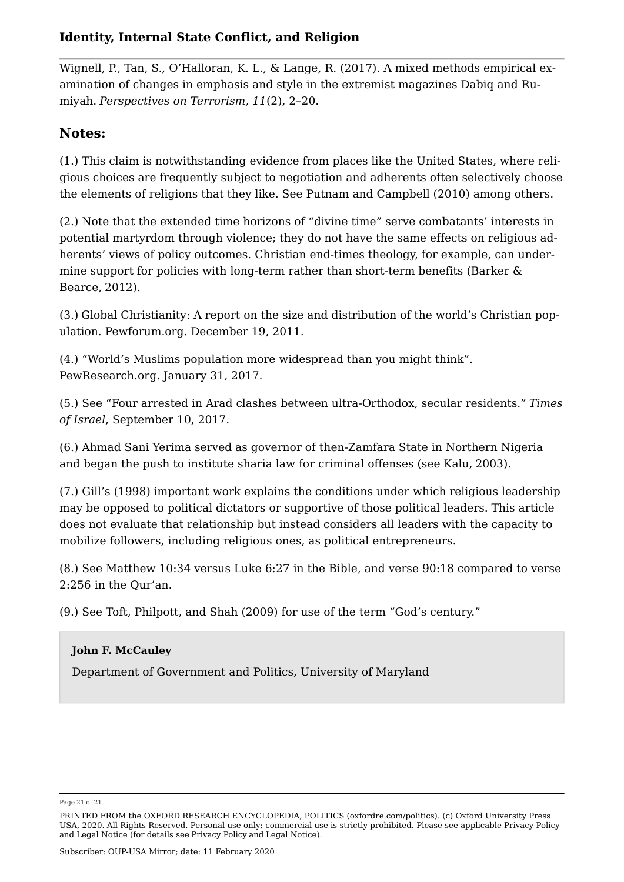Wignell, P., Tan, S., O'Halloran, K. L., & Lange, R. (2017). A mixed methods empirical examination of changes in emphasis and style in the extremist magazines Dabiq and Rumiyah. *Perspectives on Terrorism, 11*(2), 2–20.

## Notes:

(1.) This claim is notwithstanding evidence from places like the United States, where religious choices are frequently subject to negotiation and adherents often selectively choose the elements of religions that they like. See Putnam and Campbell (2010) among others.

(2.) Note that the extended time horizons of "divine time" serve combatants' interests in potential martyrdom through violence; they do not have the same effects on religious adherents' views of policy outcomes. Christian end-times theology, for example, can undermine support for policies with long-term rather than short-term benefits (Barker & Bearce, 2012).

(3.) Global Christianity: A report on the size and distribution of the world's Christian population. Pewforum.org. December 19, 2011.

(4.) "World's Muslims population more widespread than you might think". PewResearch.org. January 31, 2017.

(5.) See "Four arrested in Arad clashes between ultra-Orthodox, secular residents." *Times of Israel*, September 10, 2017.

(6.) Ahmad Sani Yerima served as governor of then-Zamfara State in Northern Nigeria and began the push to institute sharia law for criminal offenses (see Kalu, 2003).

(7.) Gill's (1998) important work explains the conditions under which religious leadership may be opposed to political dictators or supportive of those political leaders. This article does not evaluate that relationship but instead considers all leaders with the capacity to mobilize followers, including religious ones, as political entrepreneurs.

(8.) See Matthew 10:34 versus Luke 6:27 in the Bible, and verse 90:18 compared to verse 2:256 in the Qur'an.

(9.) See Toft, Philpott, and Shah (2009) for use of the term "God's century."

**John F. McCauley**

Department of Government and Politics, University of Maryland